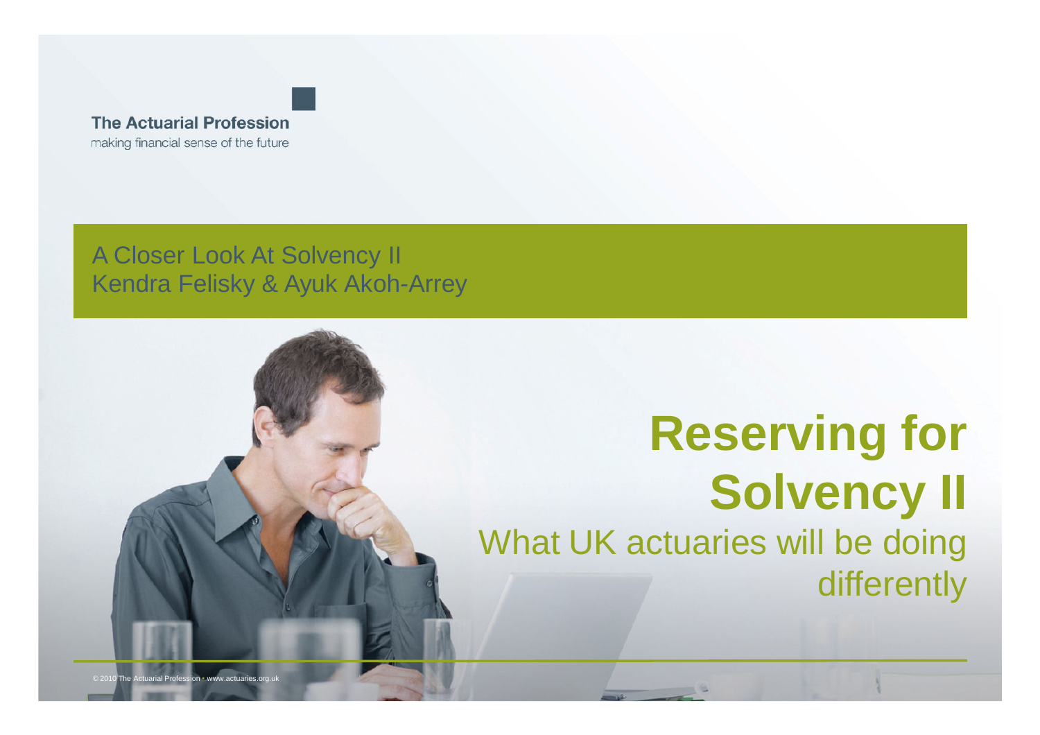The Actuarial Profession

making financial sense of the future

A Closer Look At Solvency II

Kendra Felisky & Ayuk Akoh-Arrey

# Reserving for Solvency II

## What UK actuaries will be doing differently

© 2010 The Actuarial Profession • www.actuaries.org.uk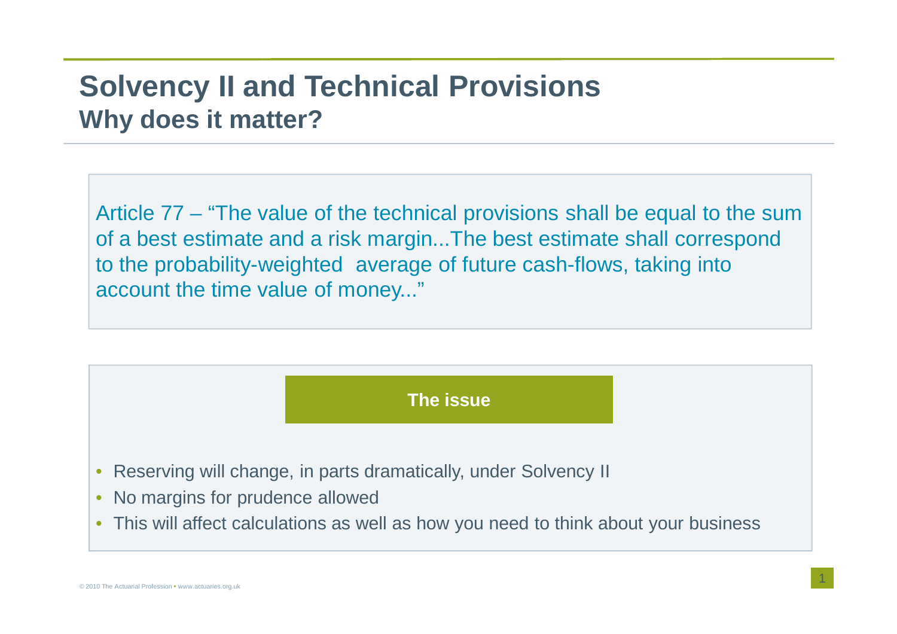# Solvency II and Technical Provisions

## Why does it matter?

Article 77 – "The value of the technical provisions shall be equal to the sum of a best estimate and a risk margin...The best estimate shall correspond to the probability-weighted average of future cash-flows, taking into account the time value of money..."

**The issue**

- Reserving will change, in parts dramatically, under Solvency II
- No margins for prudence allowed
- This will affect calculations as well as how you need to think about your business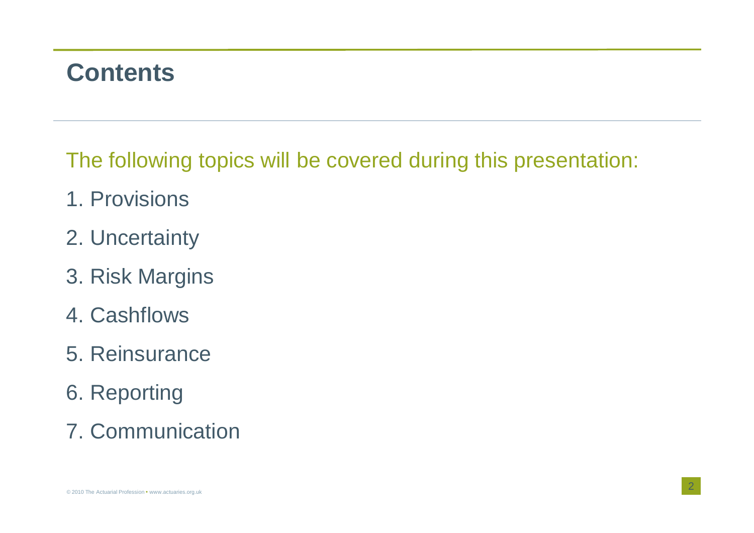# Contents

The following topics will be covered during this presentation:

1. Provisions
2. Uncertainty
3. Risk Margins
4. Cashflows
5. Reinsurance
6. Reporting
7. Communication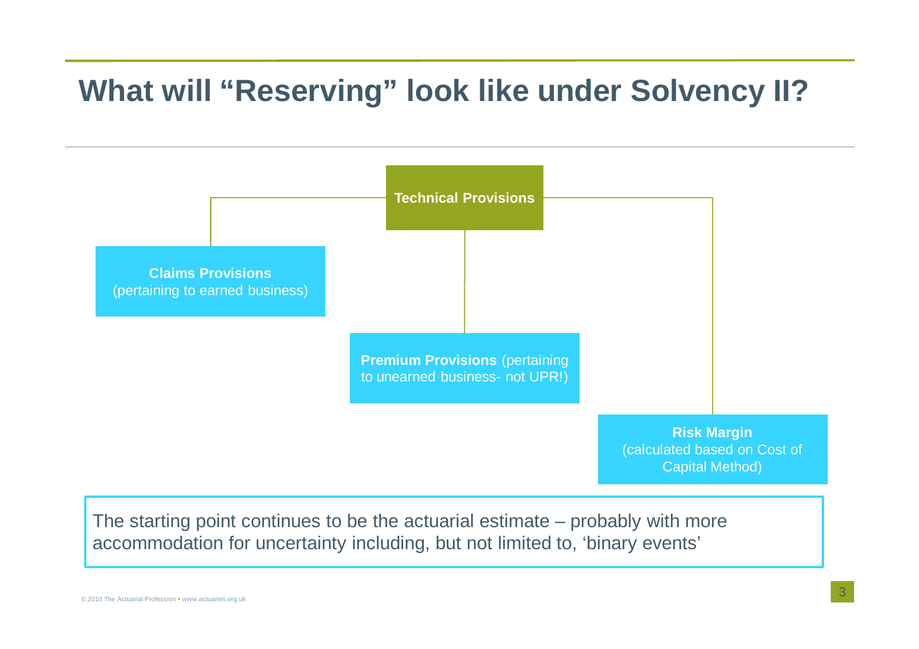# What will "Reserving" look like under Solvency II?

**Technical Provisions**

- **Claims Provisions** (pertaining to earned business)
- **Premium Provisions** (pertaining to unearned business- not UPR!)
- **Risk Margin** (calculated based on Cost of Capital Method)

The starting point continues to be the actuarial estimate – probably with more accommodation for uncertainty including, but not limited to, 'binary events'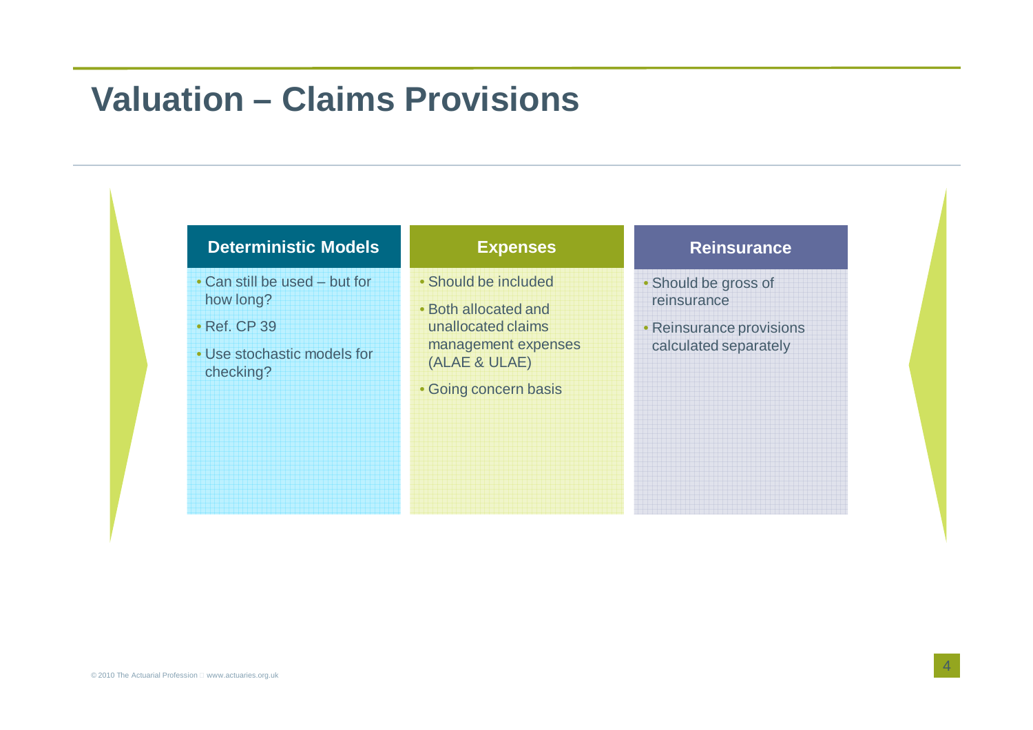# Valuation – Claims Provisions

### Deterministic Models

- Can still be used – but for how long?
- Ref. CP 39
- Use stochastic models for checking?

### Expenses

- Should be included
- Both allocated and unallocated claims management expenses (ALAE & ULAE)
- Going concern basis

### Reinsurance

- Should be gross of reinsurance
- Reinsurance provisions calculated separately

© 2010 The Actuarial Profession  www.actuaries.org.uk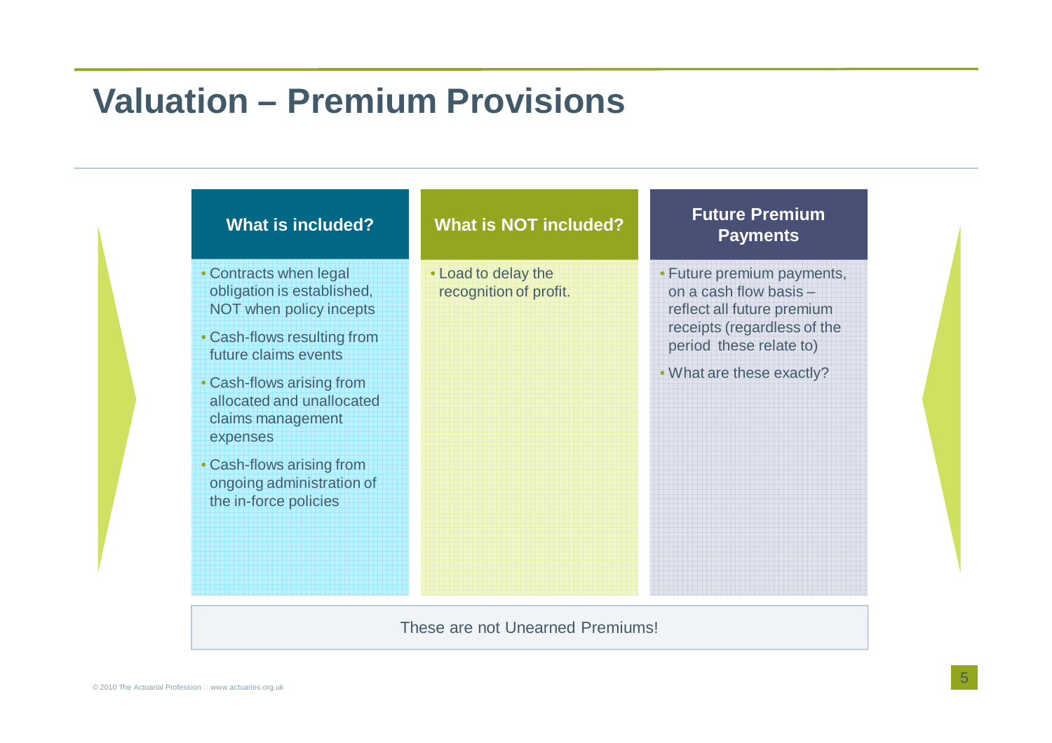# Valuation – Premium Provisions

### What is included?

- Contracts when legal obligation is established, NOT when policy incepts
- Cash-flows resulting from future claims events
- Cash-flows arising from allocated and unallocated claims management expenses
- Cash-flows arising from ongoing administration of the in-force policies

### What is NOT included?

- Load to delay the recognition of profit.

### Future Premium Payments

- Future premium payments, on a cash flow basis – reflect all future premium receipts (regardless of the period these relate to)
- What are these exactly?

These are not Unearned Premiums!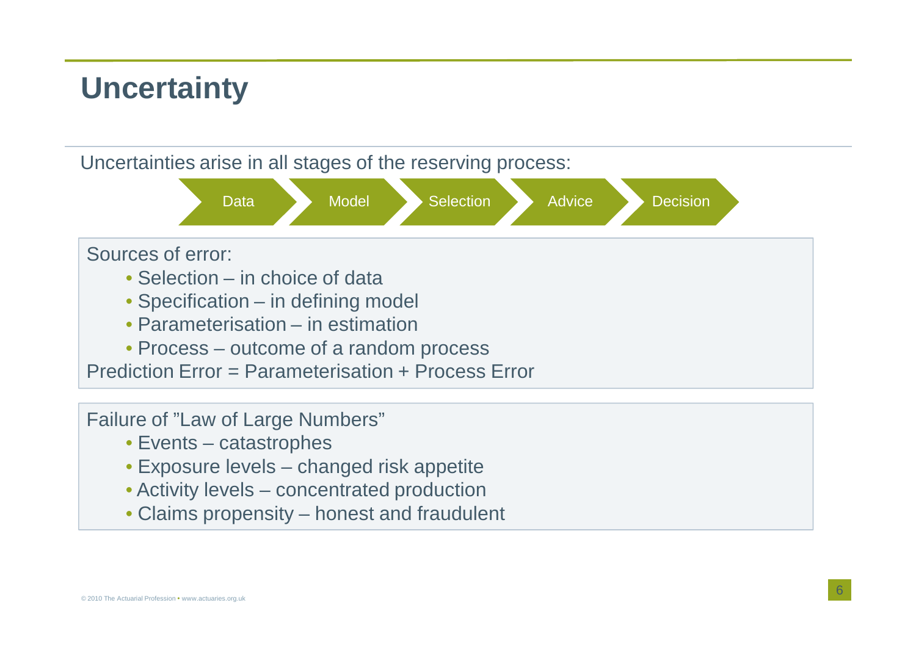# Uncertainty

Uncertainties arise in all stages of the reserving process:

Data → Model → Selection → Advice → Decision

Sources of error:

- Selection – in choice of data
- Specification – in defining model
- Parameterisation – in estimation
- Process – outcome of a random process

Prediction Error = Parameterisation + Process Error

Failure of "Law of Large Numbers"

- Events – catastrophes
- Exposure levels – changed risk appetite
- Activity levels – concentrated production
- Claims propensity – honest and fraudulent

© 2010 The Actuarial Profession • www.actuaries.org.uk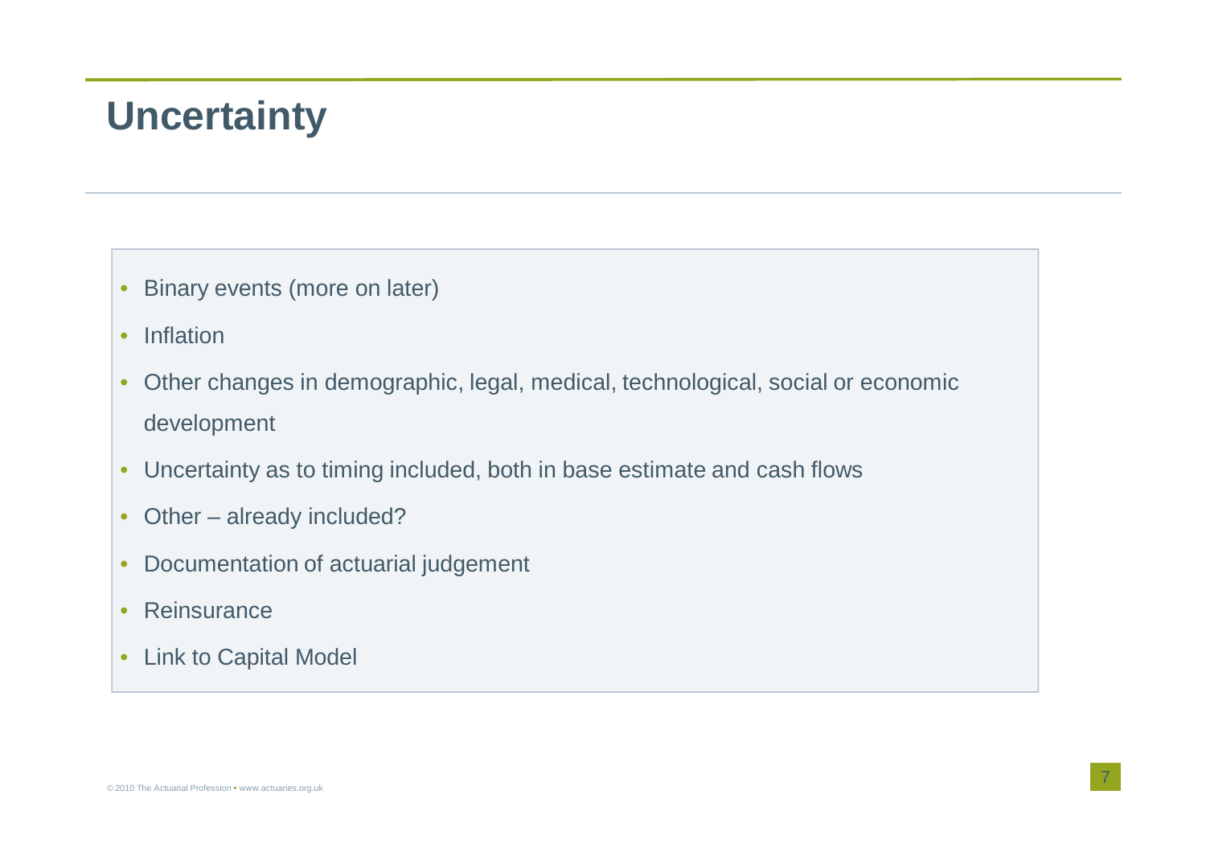# Uncertainty

- Binary events (more on later)
- Inflation
- Other changes in demographic, legal, medical, technological, social or economic development
- Uncertainty as to timing included, both in base estimate and cash flows
- Other – already included?
- Documentation of actuarial judgement
- Reinsurance
- Link to Capital Model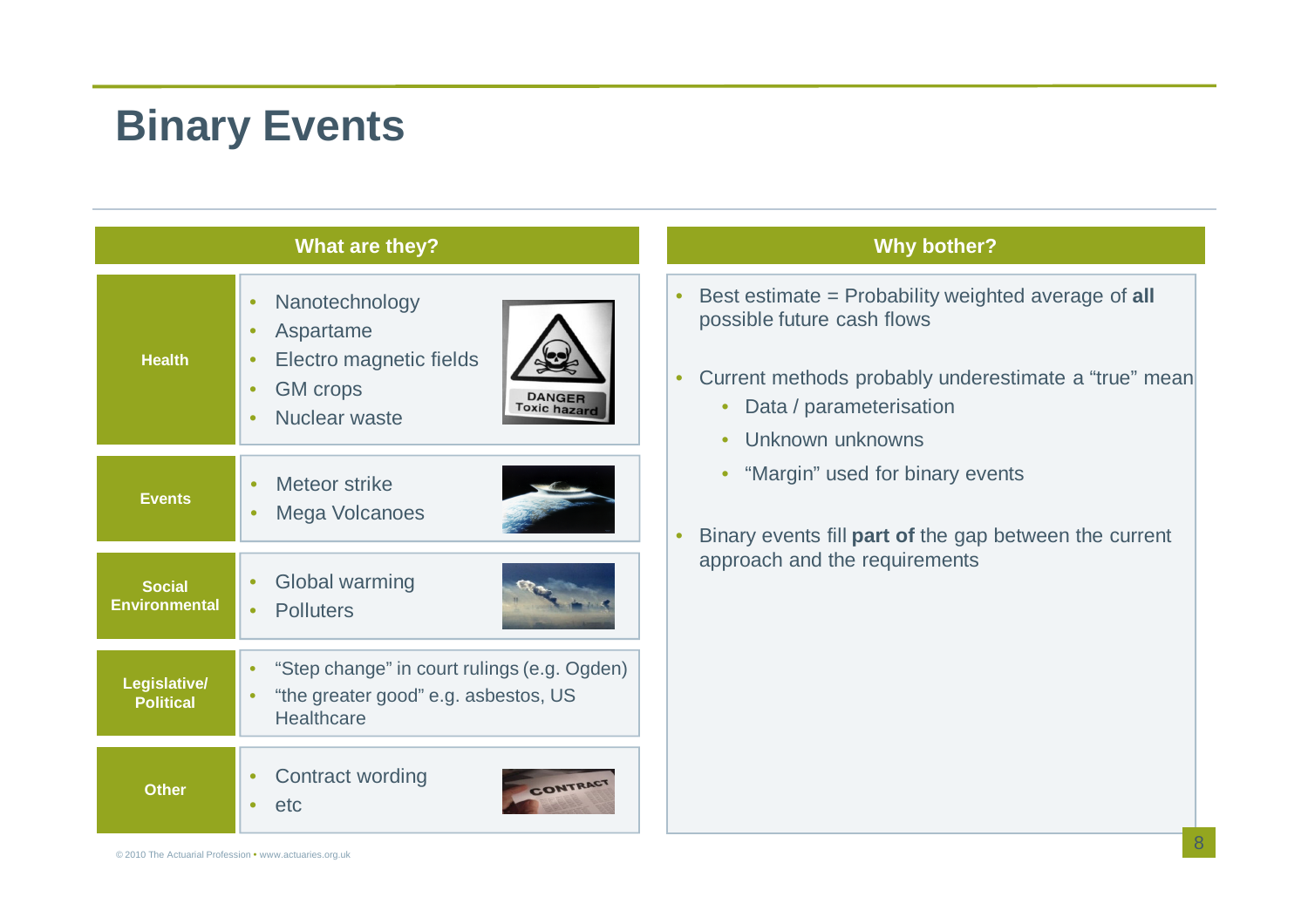# Binary Events

## What are they?

| Category | Examples |
| --- | --- |
| Health | Nanotechnology; Aspartame; Electro magnetic fields; GM crops; Nuclear waste |
| Events | Meteor strike; Mega Volcanoes |
| Social Environmental | Global warming; Polluters |
| Legislative/ Political | “Step change” in court rulings (e.g. Ogden); “the greater good” e.g. asbestos, US Healthcare |
| Other | Contract wording; etc |

## Why bother?

- Best estimate = Probability weighted average of **all** possible future cash flows
- Current methods probably underestimate a “true” mean
  - Data / parameterisation
  - Unknown unknowns
  - “Margin” used for binary events
- Binary events fill **part of** the gap between the current approach and the requirements

© 2010 The Actuarial Profession • www.actuaries.org.uk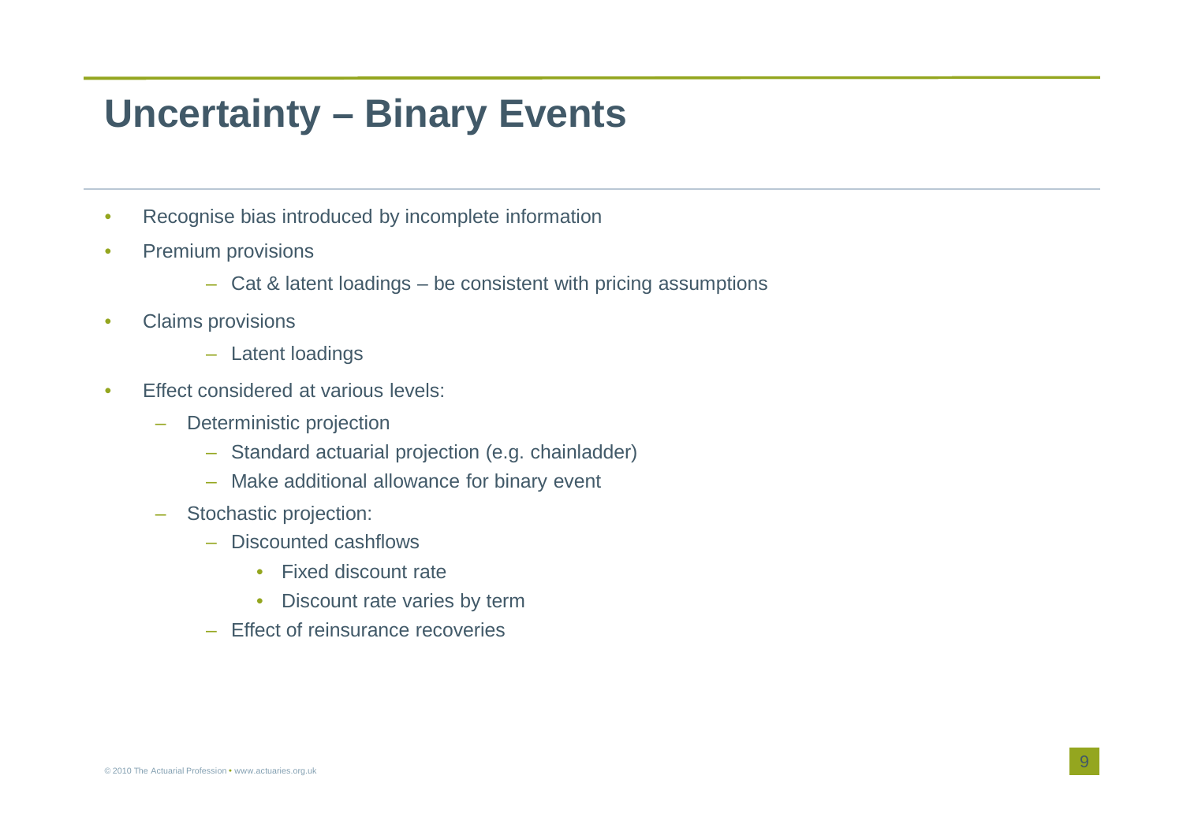# Uncertainty – Binary Events

- Recognise bias introduced by incomplete information
- Premium provisions
  - Cat & latent loadings – be consistent with pricing assumptions
- Claims provisions
  - Latent loadings
- Effect considered at various levels:
  - Deterministic projection
    - Standard actuarial projection (e.g. chainladder)
    - Make additional allowance for binary event
  - Stochastic projection:
    - Discounted cashflows
      - Fixed discount rate
      - Discount rate varies by term
    - Effect of reinsurance recoveries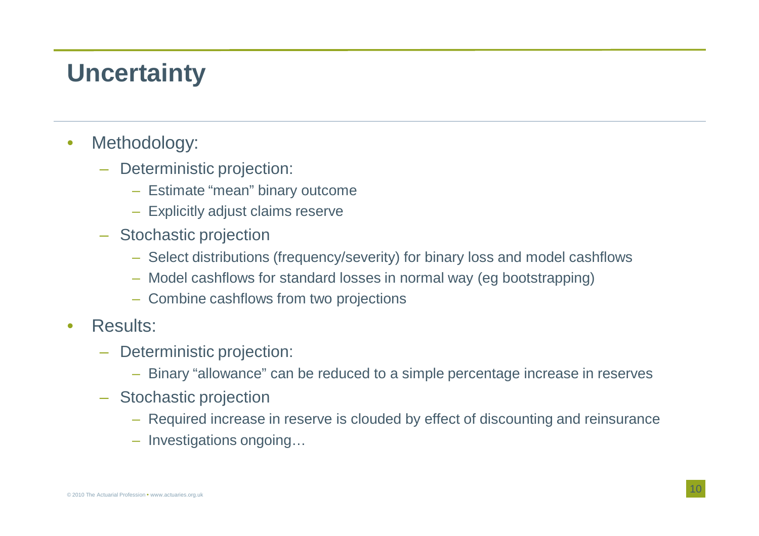# Uncertainty

- Methodology:
  - Deterministic projection:
    - Estimate "mean" binary outcome
    - Explicitly adjust claims reserve
  - Stochastic projection
    - Select distributions (frequency/severity) for binary loss and model cashflows
    - Model cashflows for standard losses in normal way (eg bootstrapping)
    - Combine cashflows from two projections
- Results:
  - Deterministic projection:
    - Binary "allowance" can be reduced to a simple percentage increase in reserves
  - Stochastic projection
    - Required increase in reserve is clouded by effect of discounting and reinsurance
    - Investigations ongoing…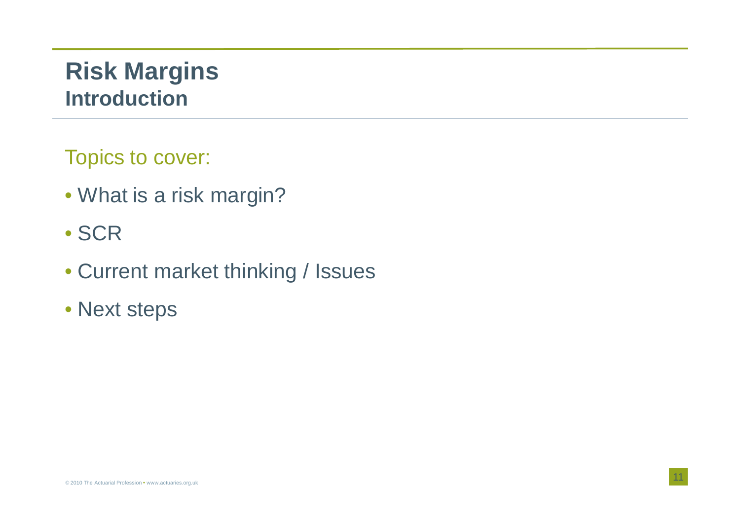# Risk Margins

## Introduction

Topics to cover:

- What is a risk margin?
- SCR
- Current market thinking / Issues
- Next steps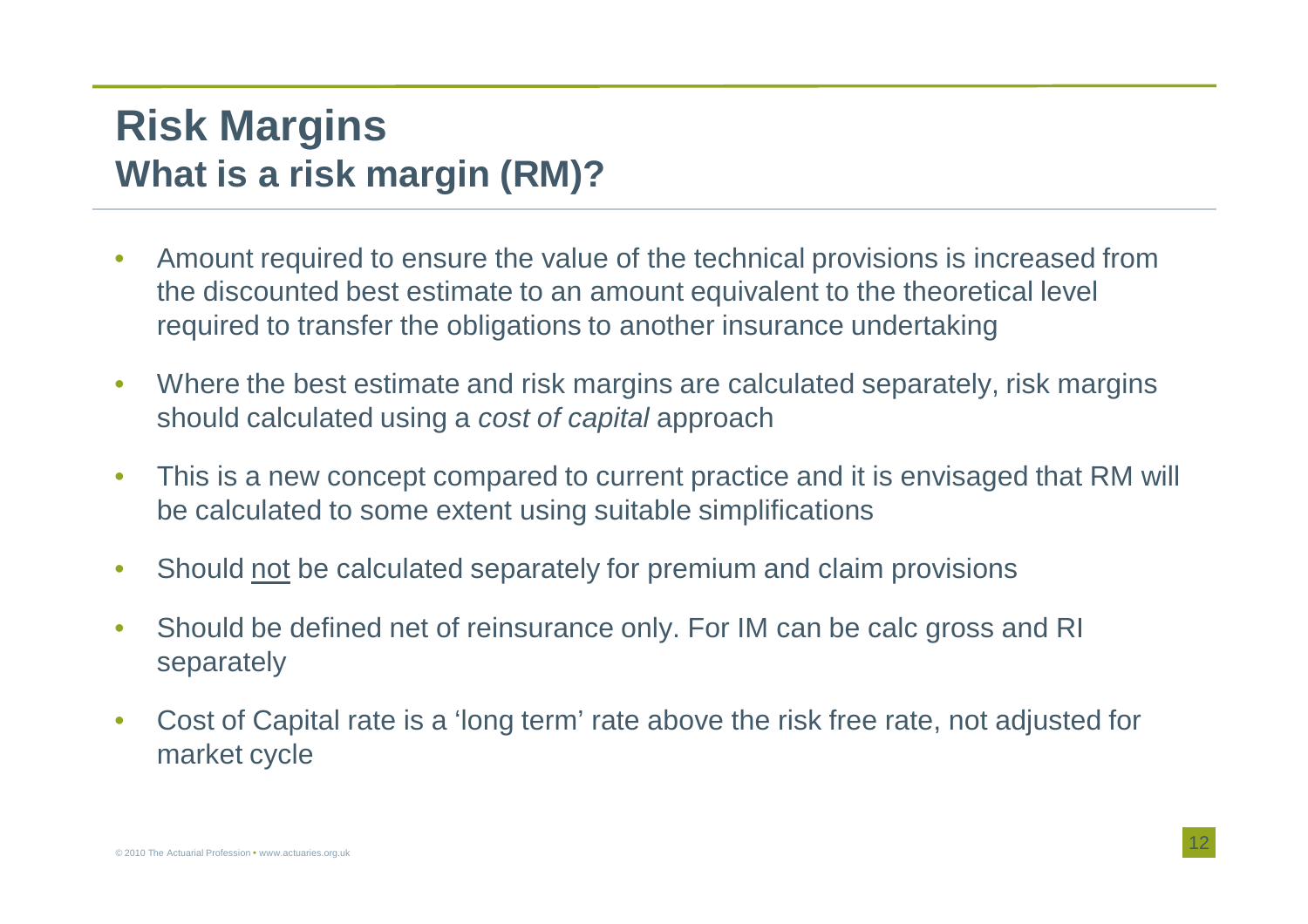# Risk Margins

## What is a risk margin (RM)?

- Amount required to ensure the value of the technical provisions is increased from the discounted best estimate to an amount equivalent to the theoretical level required to transfer the obligations to another insurance undertaking
- Where the best estimate and risk margins are calculated separately, risk margins should calculated using a *cost of capital* approach
- This is a new concept compared to current practice and it is envisaged that RM will be calculated to some extent using suitable simplifications
- Should <u>not</u> be calculated separately for premium and claim provisions
- Should be defined net of reinsurance only. For IM can be calc gross and RI separately
- Cost of Capital rate is a 'long term' rate above the risk free rate, not adjusted for market cycle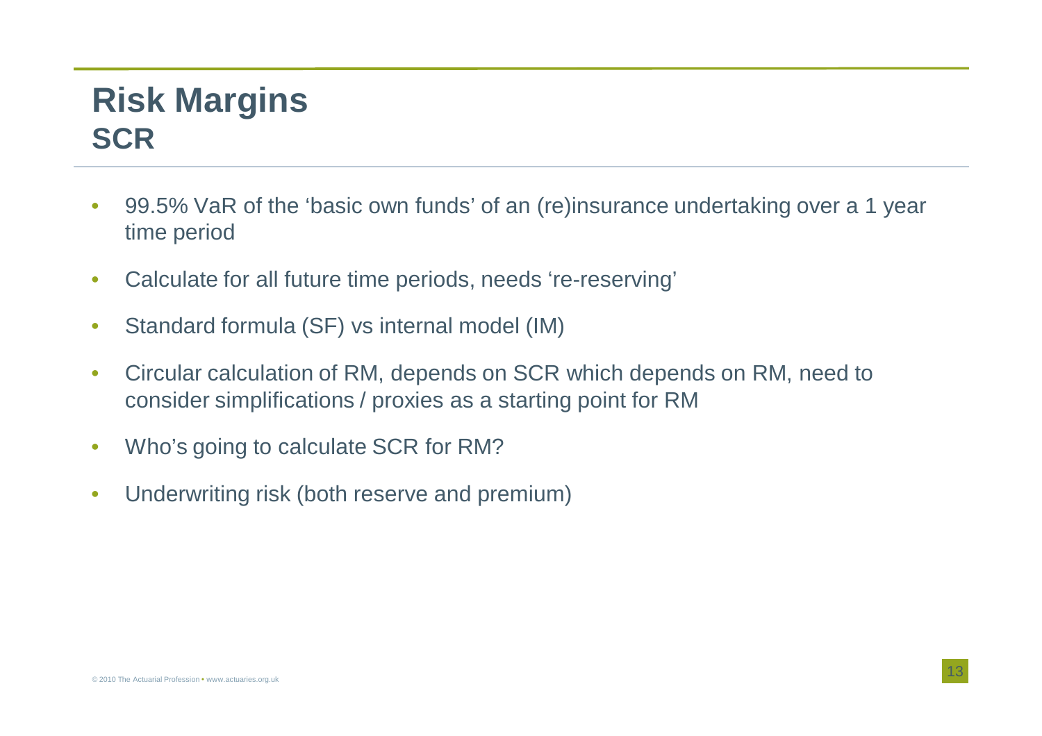# Risk Margins
## SCR

- 99.5% VaR of the ‘basic own funds’ of an (re)insurance undertaking over a 1 year time period
- Calculate for all future time periods, needs ‘re-reserving’
- Standard formula (SF) vs internal model (IM)
- Circular calculation of RM, depends on SCR which depends on RM, need to consider simplifications / proxies as a starting point for RM
- Who’s going to calculate SCR for RM?
- Underwriting risk (both reserve and premium)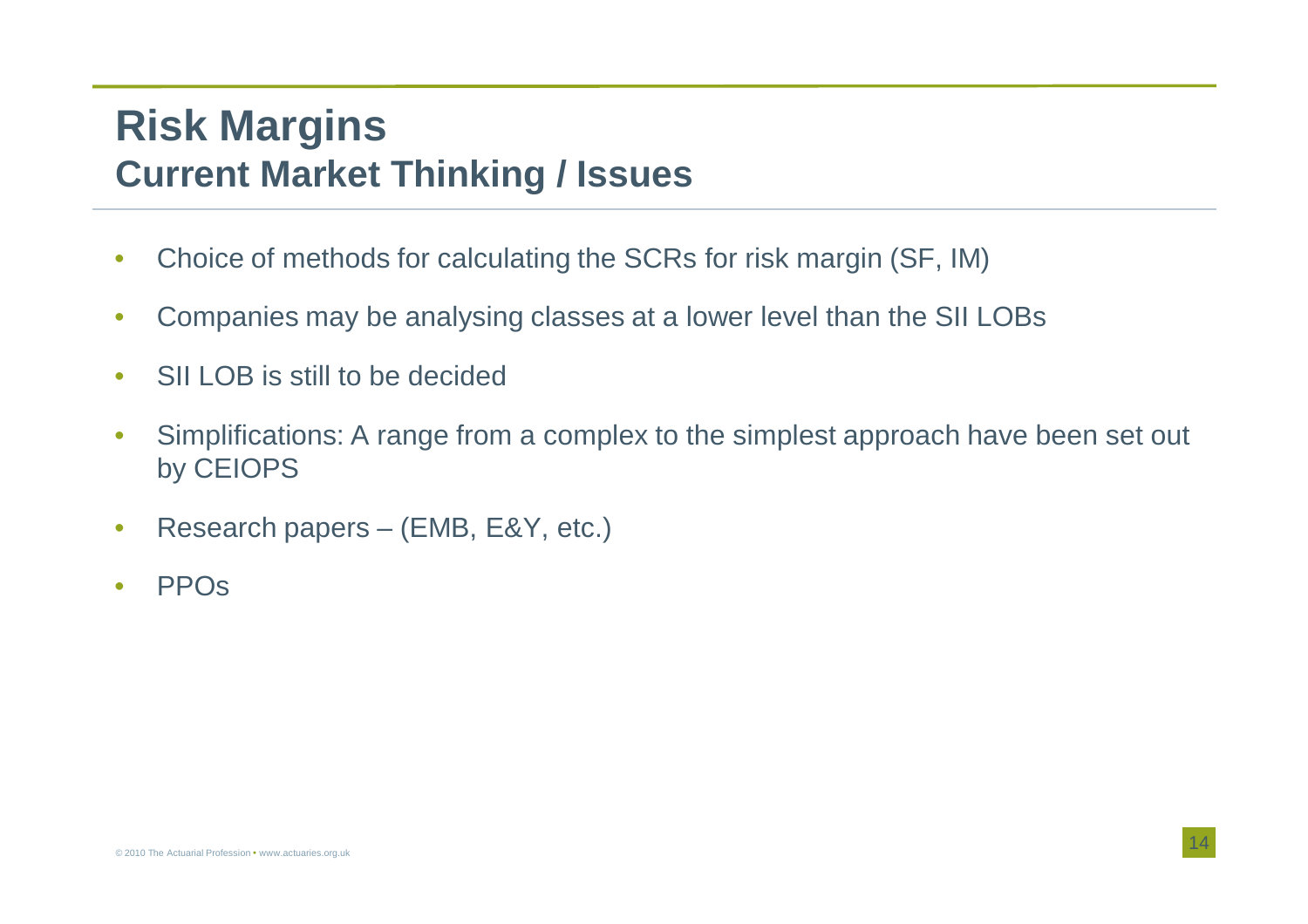# Risk Margins
## Current Market Thinking / Issues

- Choice of methods for calculating the SCRs for risk margin (SF, IM)
- Companies may be analysing classes at a lower level than the SII LOBs
- SII LOB is still to be decided
- Simplifications: A range from a complex to the simplest approach have been set out by CEIOPS
- Research papers – (EMB, E&Y, etc.)
- PPOs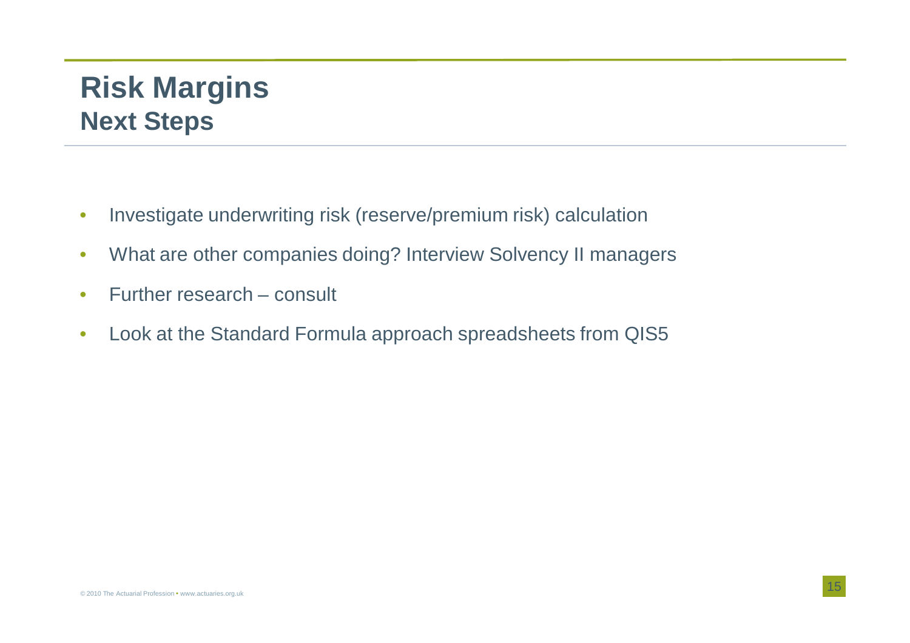# Risk Margins
## Next Steps

- Investigate underwriting risk (reserve/premium risk) calculation
- What are other companies doing? Interview Solvency II managers
- Further research – consult
- Look at the Standard Formula approach spreadsheets from QIS5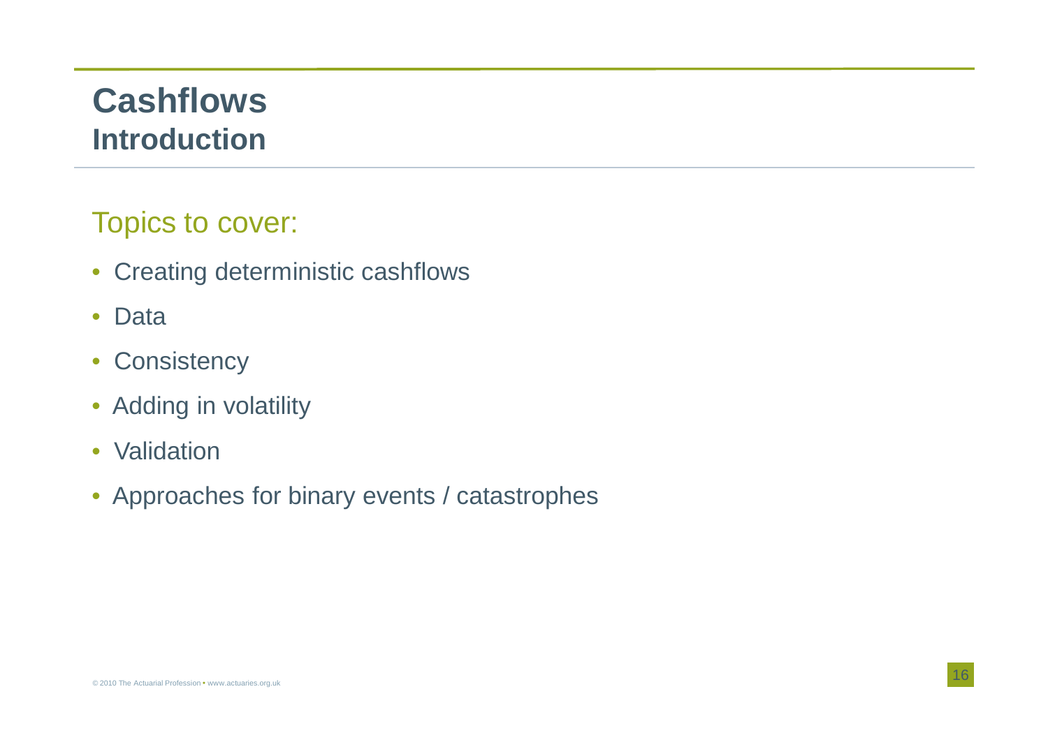# Cashflows
## Introduction

### Topics to cover:

- Creating deterministic cashflows
- Data
- Consistency
- Adding in volatility
- Validation
- Approaches for binary events / catastrophes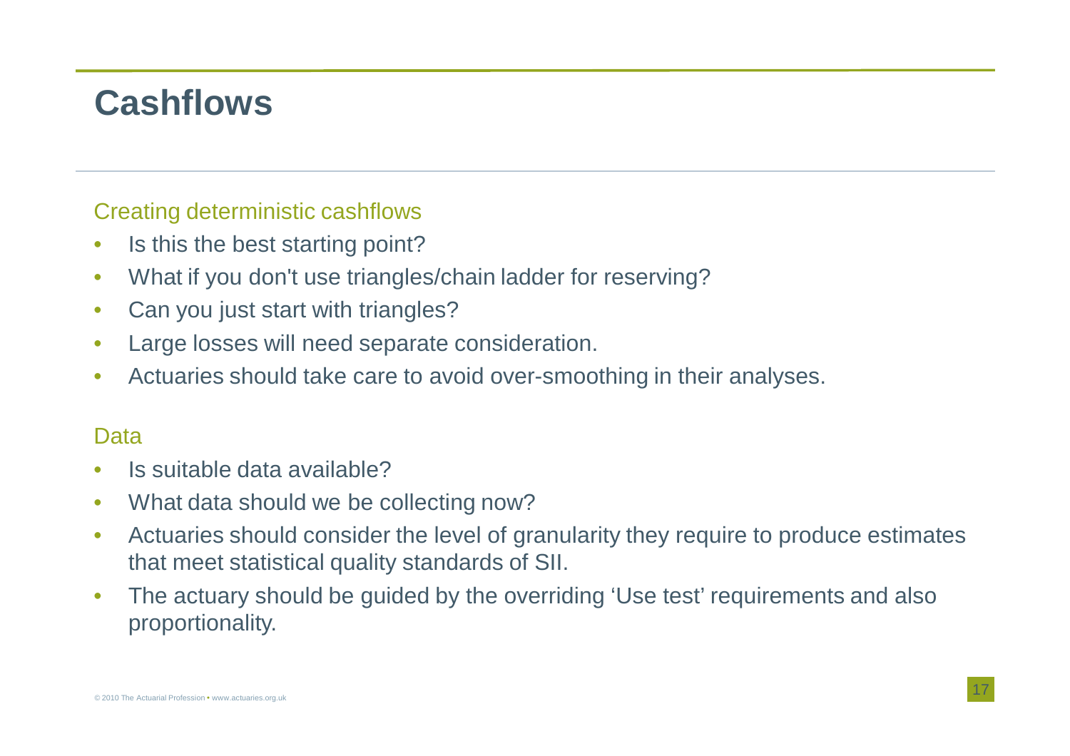# Cashflows

## Creating deterministic cashflows

- Is this the best starting point?
- What if you don't use triangles/chain ladder for reserving?
- Can you just start with triangles?
- Large losses will need separate consideration.
- Actuaries should take care to avoid over-smoothing in their analyses.

## Data

- Is suitable data available?
- What data should we be collecting now?
- Actuaries should consider the level of granularity they require to produce estimates that meet statistical quality standards of SII.
- The actuary should be guided by the overriding 'Use test' requirements and also proportionality.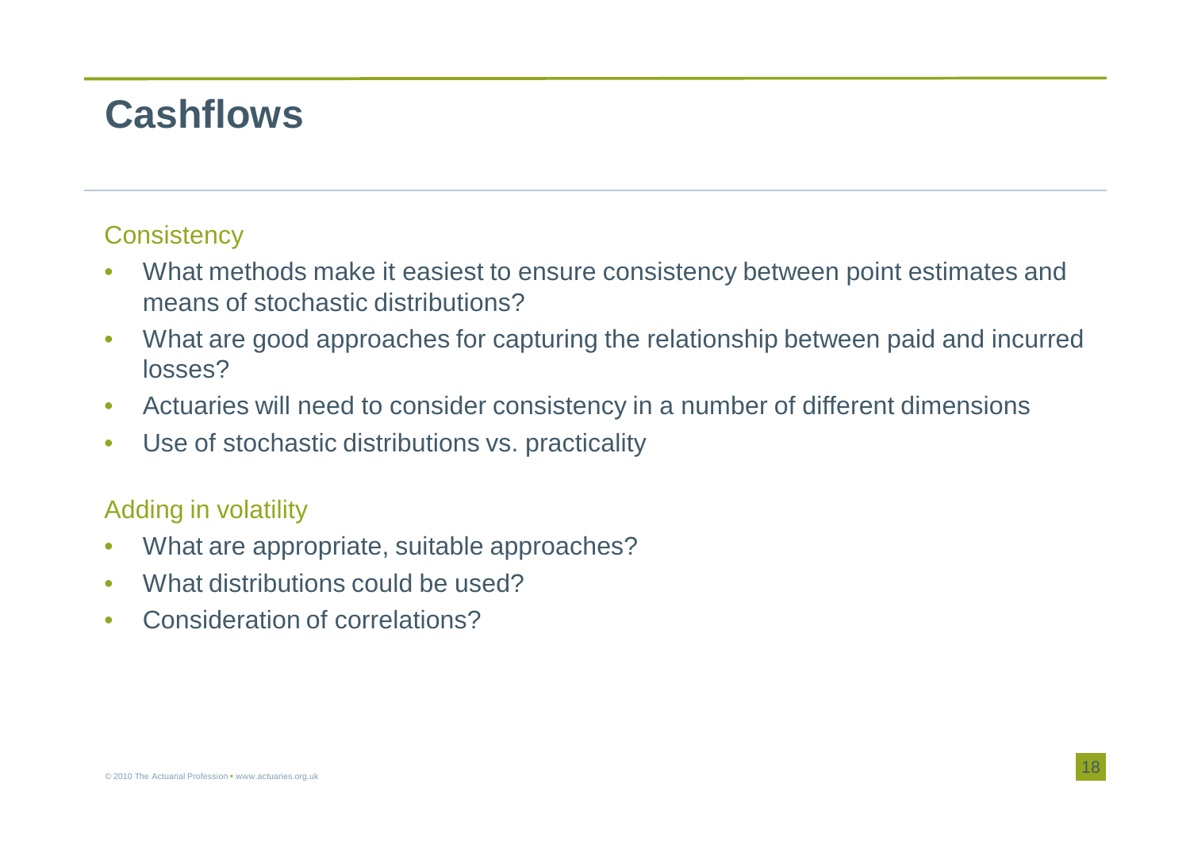# Cashflows

## Consistency

- What methods make it easiest to ensure consistency between point estimates and means of stochastic distributions?
- What are good approaches for capturing the relationship between paid and incurred losses?
- Actuaries will need to consider consistency in a number of different dimensions
- Use of stochastic distributions vs. practicality

## Adding in volatility

- What are appropriate, suitable approaches?
- What distributions could be used?
- Consideration of correlations?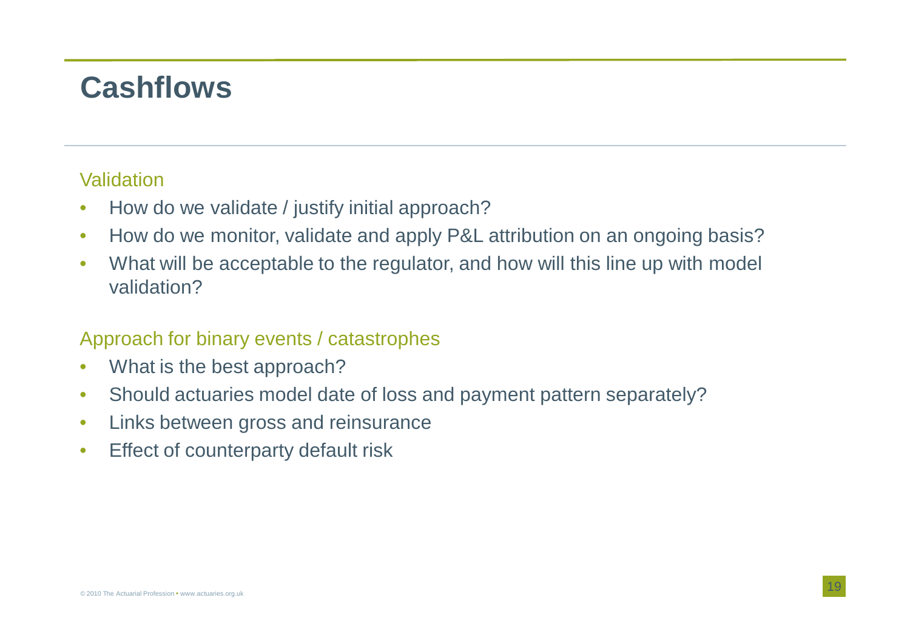# Cashflows

## Validation

- How do we validate / justify initial approach?
- How do we monitor, validate and apply P&L attribution on an ongoing basis?
- What will be acceptable to the regulator, and how will this line up with model validation?

## Approach for binary events / catastrophes

- What is the best approach?
- Should actuaries model date of loss and payment pattern separately?
- Links between gross and reinsurance
- Effect of counterparty default risk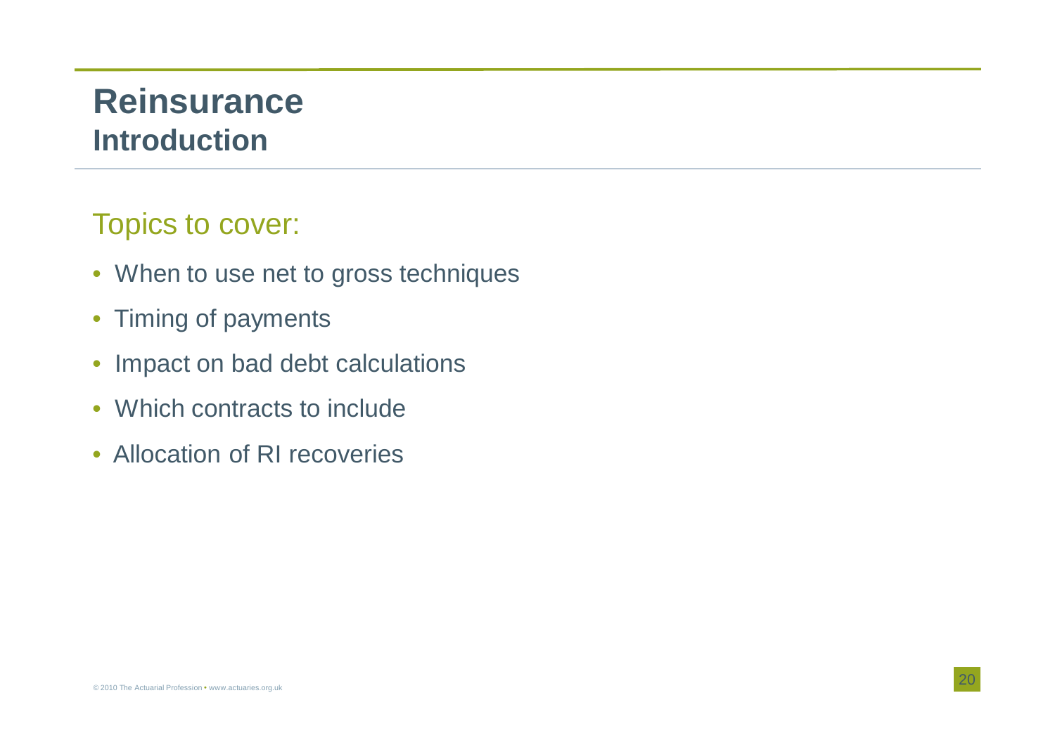# Reinsurance

## Introduction

### Topics to cover:

- When to use net to gross techniques
- Timing of payments
- Impact on bad debt calculations
- Which contracts to include
- Allocation of RI recoveries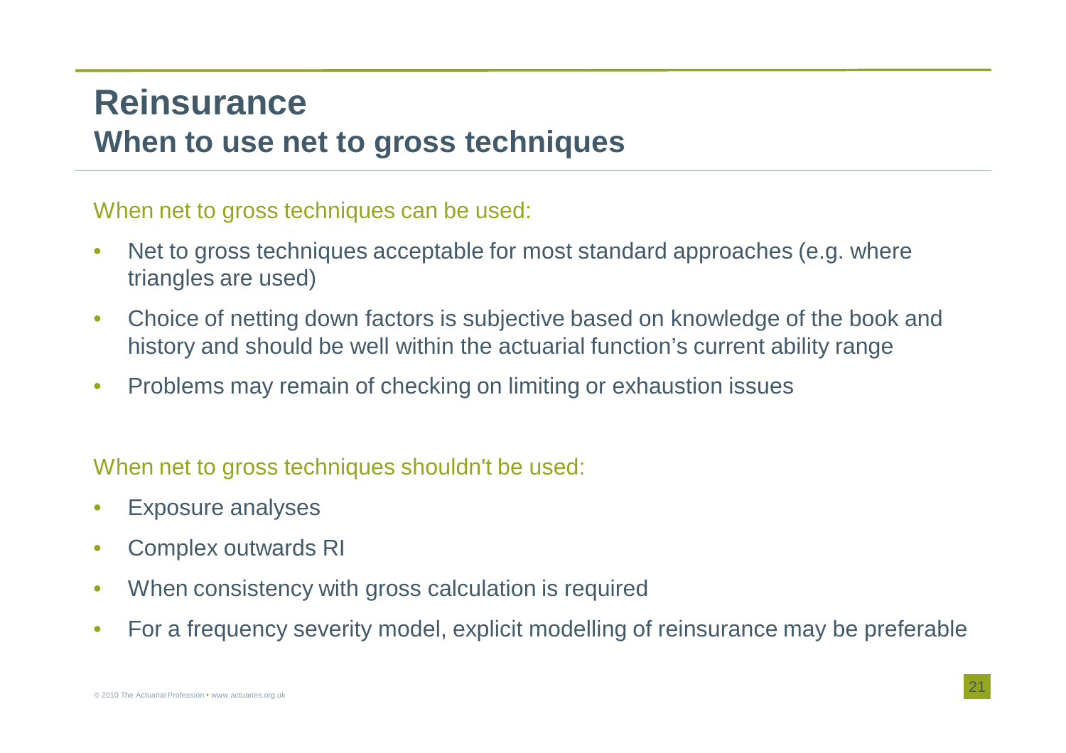# Reinsurance

## When to use net to gross techniques

When net to gross techniques can be used:

- Net to gross techniques acceptable for most standard approaches (e.g. where triangles are used)
- Choice of netting down factors is subjective based on knowledge of the book and history and should be well within the actuarial function's current ability range
- Problems may remain of checking on limiting or exhaustion issues

When net to gross techniques shouldn't be used:

- Exposure analyses
- Complex outwards RI
- When consistency with gross calculation is required
- For a frequency severity model, explicit modelling of reinsurance may be preferable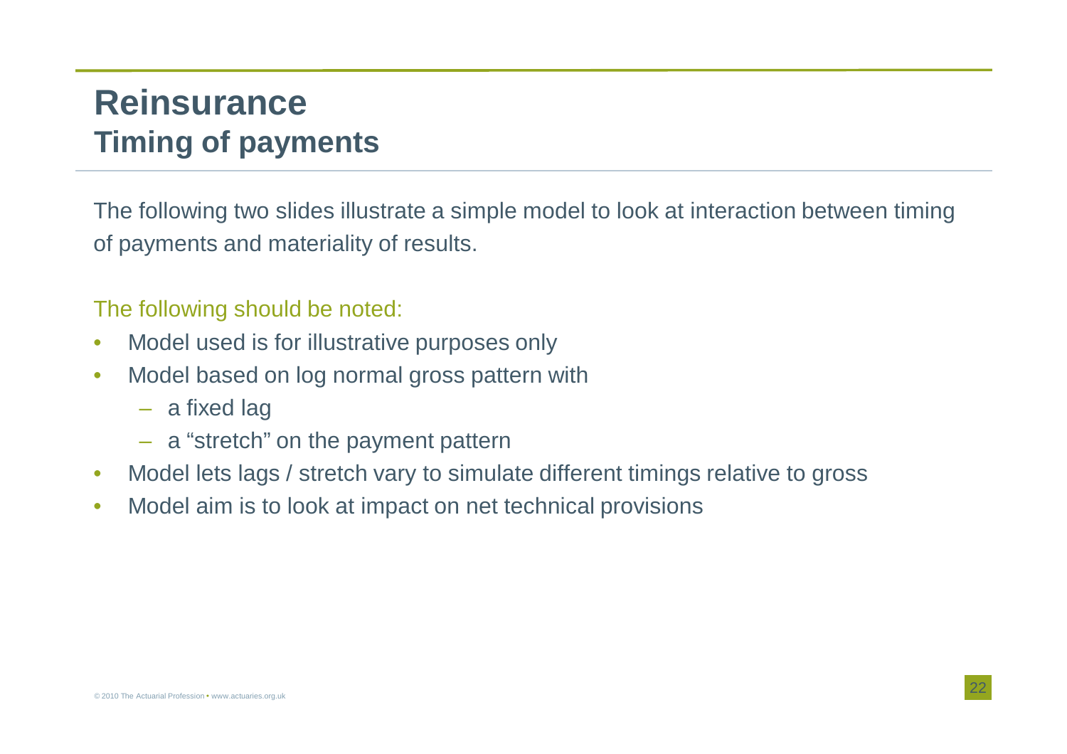# Reinsurance
## Timing of payments

The following two slides illustrate a simple model to look at interaction between timing of payments and materiality of results.

The following should be noted:

- Model used is for illustrative purposes only
- Model based on log normal gross pattern with
  - a fixed lag
  - a "stretch" on the payment pattern
- Model lets lags / stretch vary to simulate different timings relative to gross
- Model aim is to look at impact on net technical provisions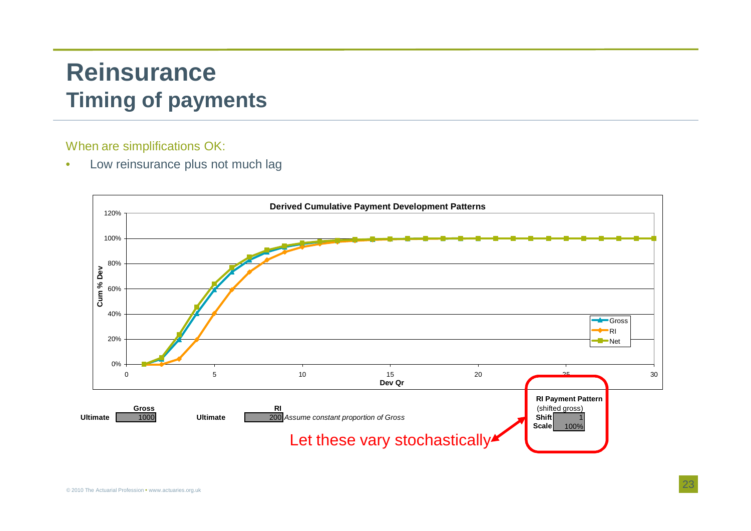# Reinsurance
## Timing of payments

When are simplifications OK:

- Low reinsurance plus not much lag

**Derived Cumulative Payment Development Patterns**

| | Gross | | RI | |
|---|---|---|---|---|
| **Ultimate** | 1000 | **Ultimate** | 200 | *Assume constant proportion of Gross* |

**RI Payment Pattern**
(shifted gross)

| | |
|---|---|
| **Shift** | 1 |
| **Scale** | 100% |

Let these vary stochastically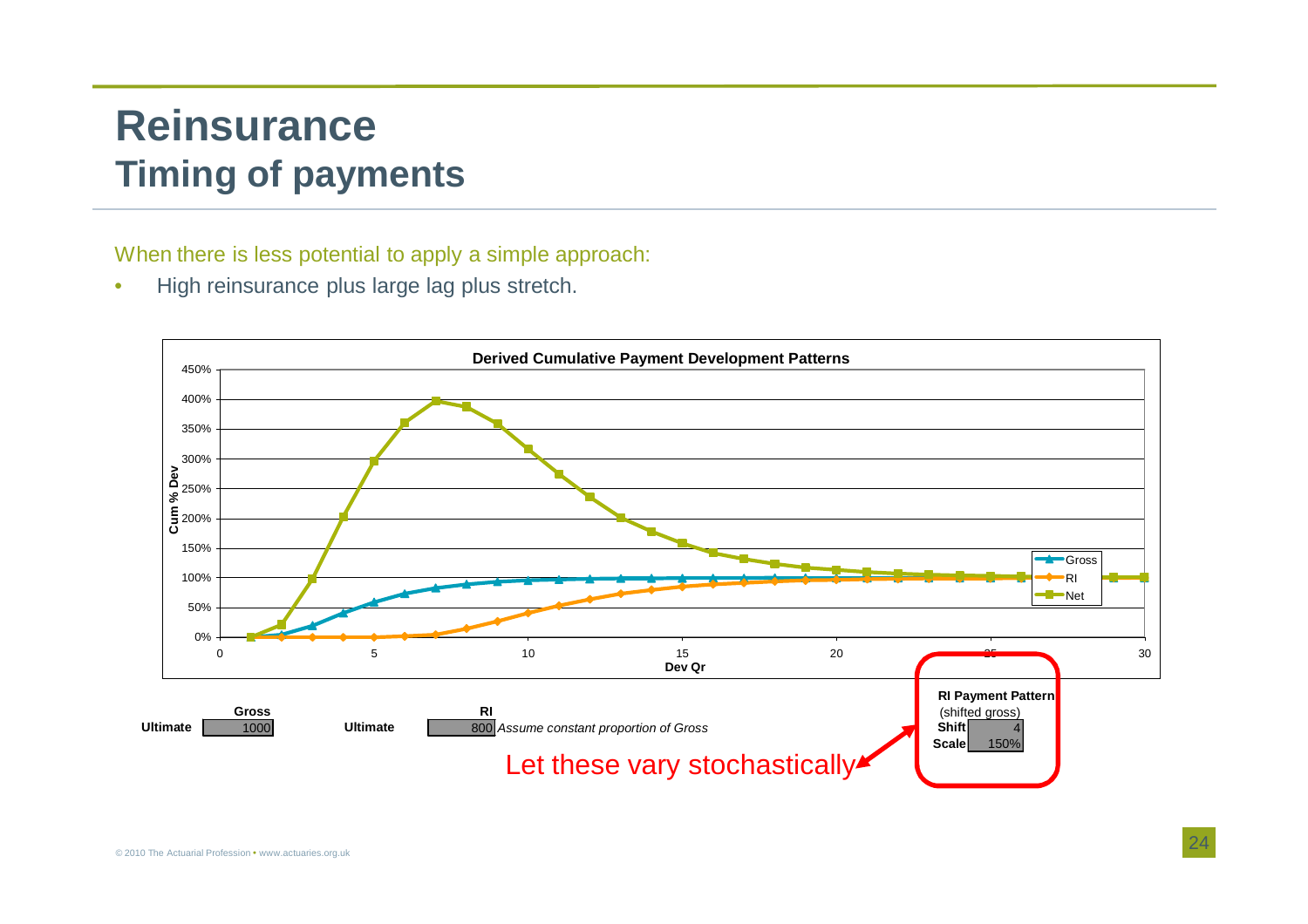# Reinsurance
## Timing of payments

When there is less potential to apply a simple approach:

- High reinsurance plus large lag plus stretch.

**Derived Cumulative Payment Development Patterns**

| | Gross | | RI | |
|---|---|---|---|---|
| Ultimate | 1000 | Ultimate | 800 | *Assume constant proportion of Gross* |

**RI Payment Pattern** (shifted gross)

| | |
|---|---|
| Shift | 4 |
| Scale | 150% |

Let these vary stochastically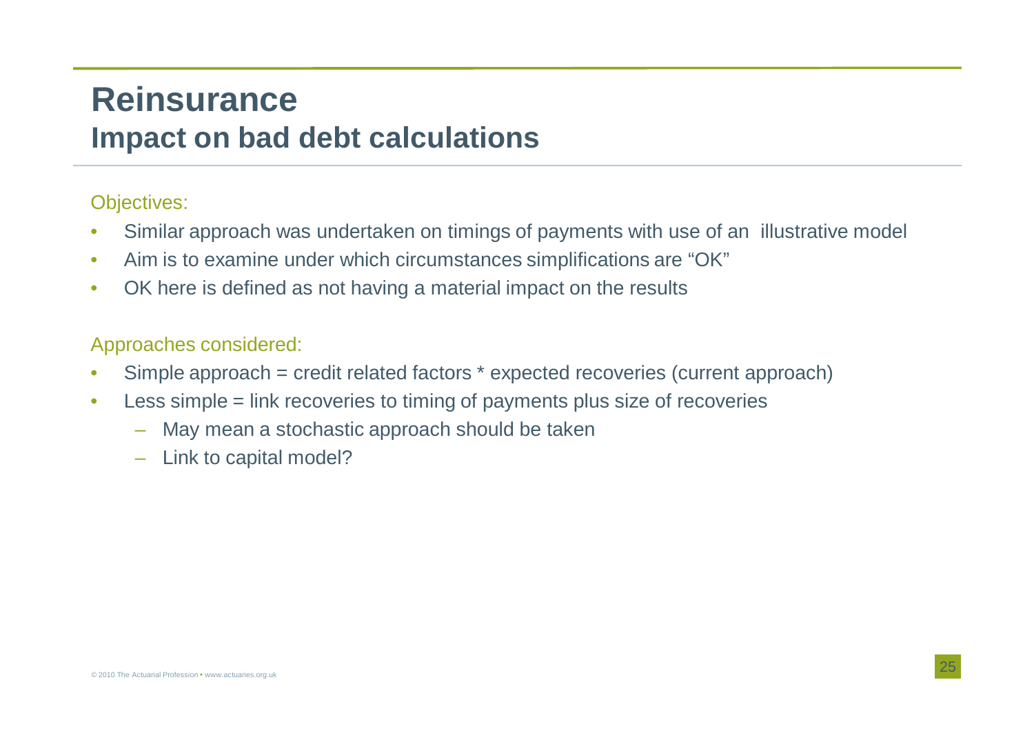# Reinsurance

## Impact on bad debt calculations

Objectives:

- Similar approach was undertaken on timings of payments with use of an illustrative model
- Aim is to examine under which circumstances simplifications are "OK"
- OK here is defined as not having a material impact on the results

Approaches considered:

- Simple approach = credit related factors * expected recoveries (current approach)
- Less simple = link recoveries to timing of payments plus size of recoveries
  - May mean a stochastic approach should be taken
  - Link to capital model?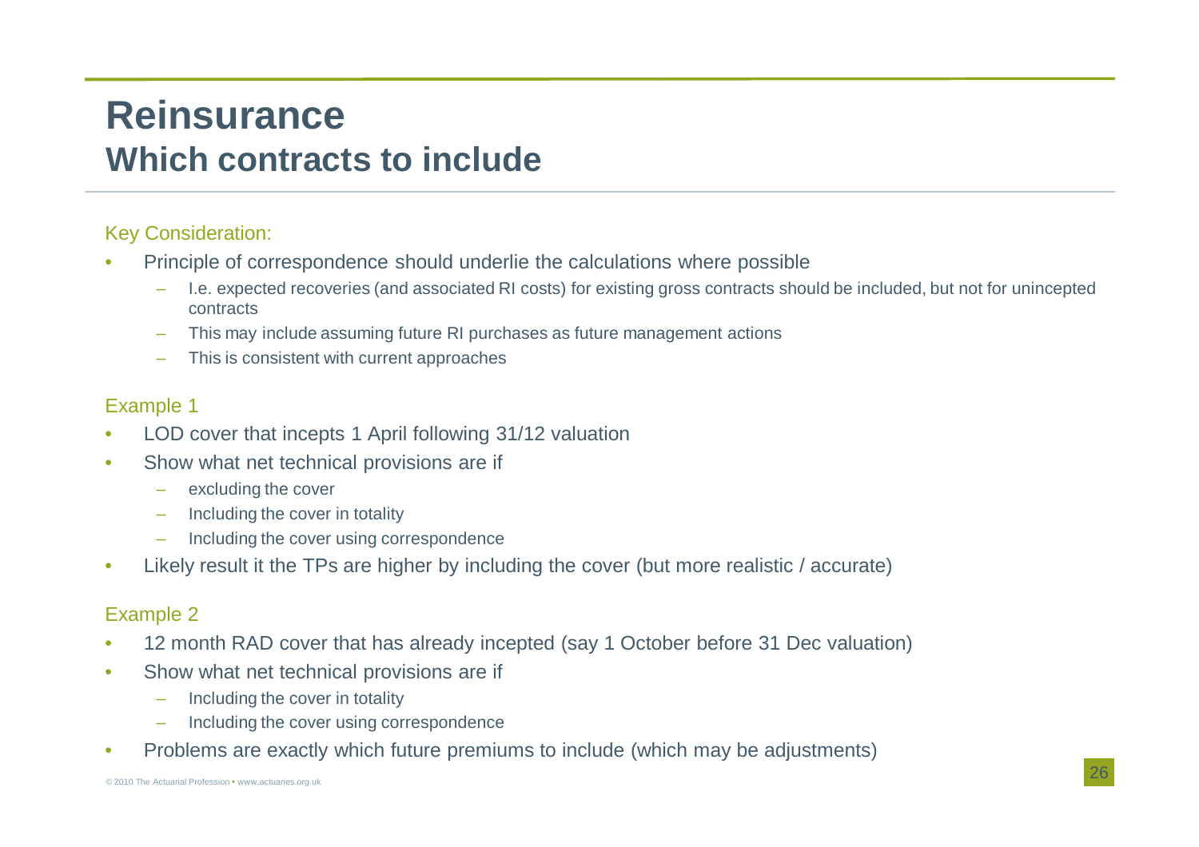# Reinsurance
## Which contracts to include

### Key Consideration:

- Principle of correspondence should underlie the calculations where possible
  - I.e. expected recoveries (and associated RI costs) for existing gross contracts should be included, but not for unincepted contracts
  - This may include assuming future RI purchases as future management actions
  - This is consistent with current approaches

### Example 1

- LOD cover that incepts 1 April following 31/12 valuation
- Show what net technical provisions are if
  - excluding the cover
  - Including the cover in totality
  - Including the cover using correspondence
- Likely result it the TPs are higher by including the cover (but more realistic / accurate)

### Example 2

- 12 month RAD cover that has already incepted (say 1 October before 31 Dec valuation)
- Show what net technical provisions are if
  - Including the cover in totality
  - Including the cover using correspondence
- Problems are exactly which future premiums to include (which may be adjustments)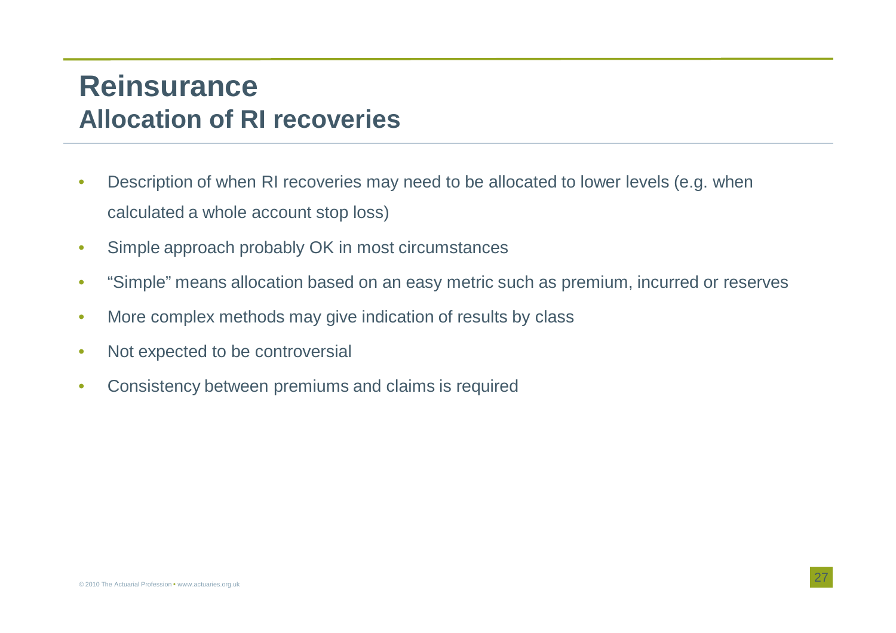# Reinsurance

## Allocation of RI recoveries

- Description of when RI recoveries may need to be allocated to lower levels (e.g. when calculated a whole account stop loss)
- Simple approach probably OK in most circumstances
- “Simple” means allocation based on an easy metric such as premium, incurred or reserves
- More complex methods may give indication of results by class
- Not expected to be controversial
- Consistency between premiums and claims is required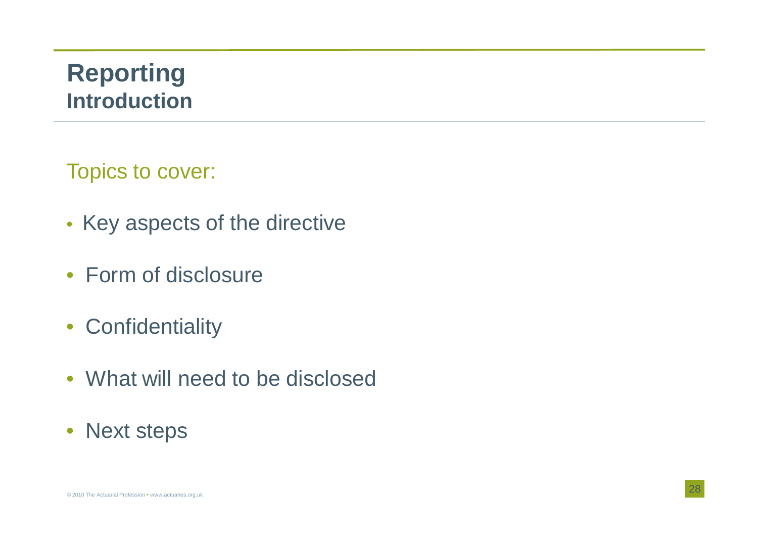# Reporting

## Introduction

Topics to cover:

- Key aspects of the directive
- Form of disclosure
- Confidentiality
- What will need to be disclosed
- Next steps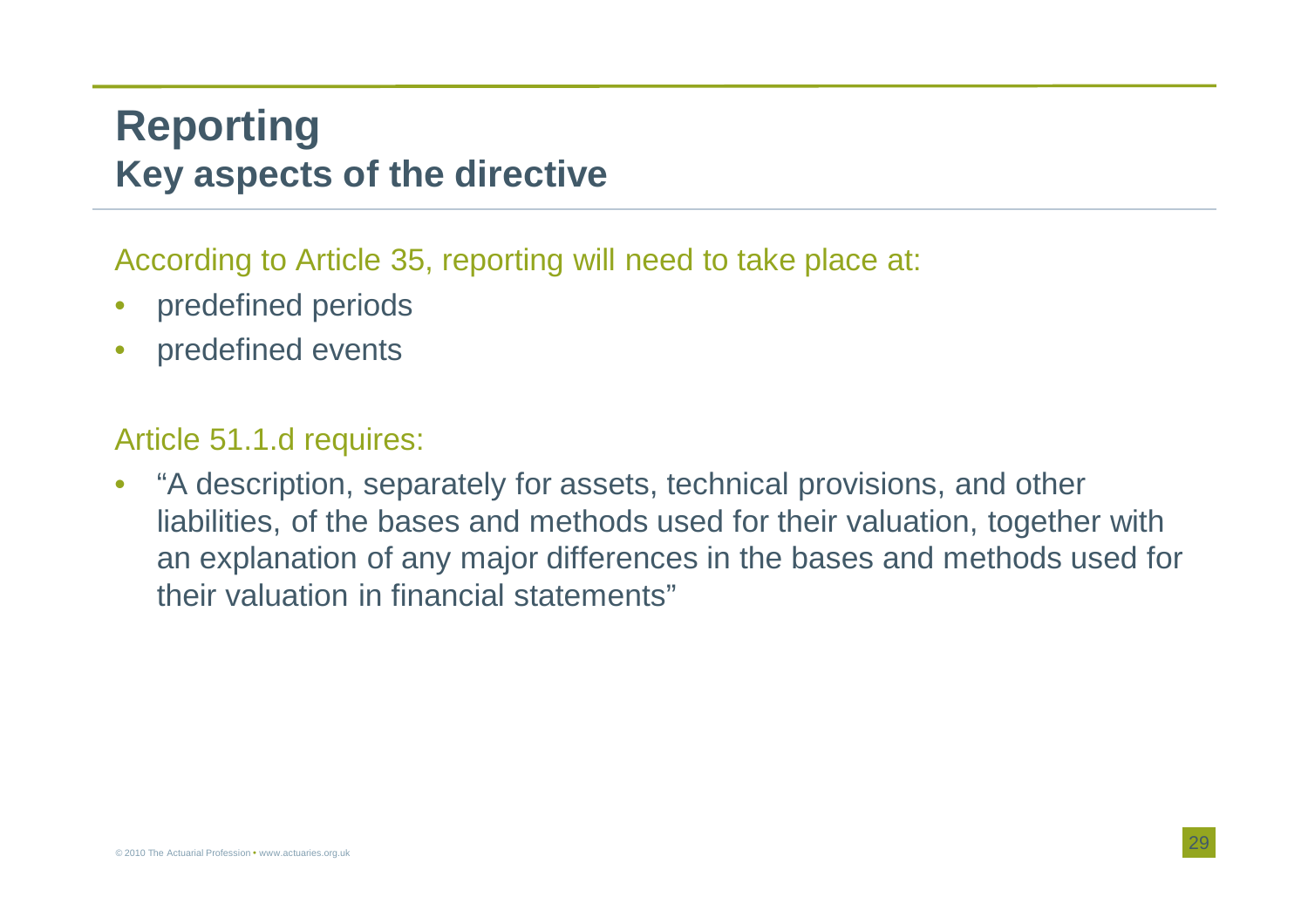# Reporting
## Key aspects of the directive

According to Article 35, reporting will need to take place at:

- predefined periods
- predefined events

Article 51.1.d requires:

- "A description, separately for assets, technical provisions, and other liabilities, of the bases and methods used for their valuation, together with an explanation of any major differences in the bases and methods used for their valuation in financial statements"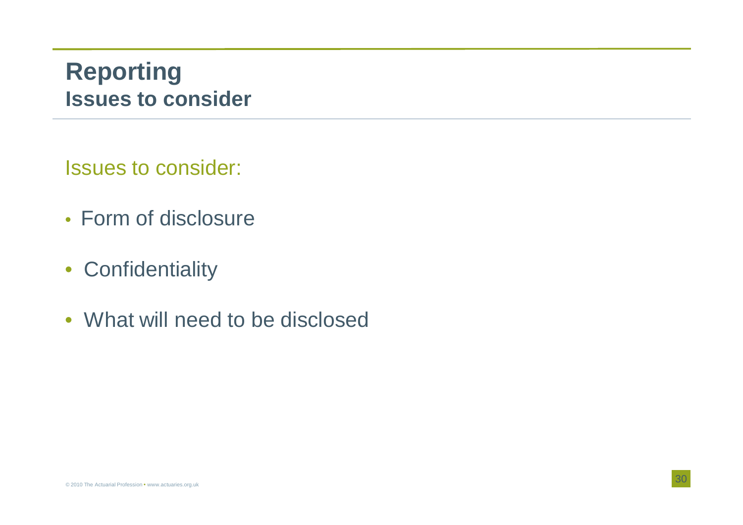# Reporting

## Issues to consider

Issues to consider:

- Form of disclosure
- Confidentiality
- What will need to be disclosed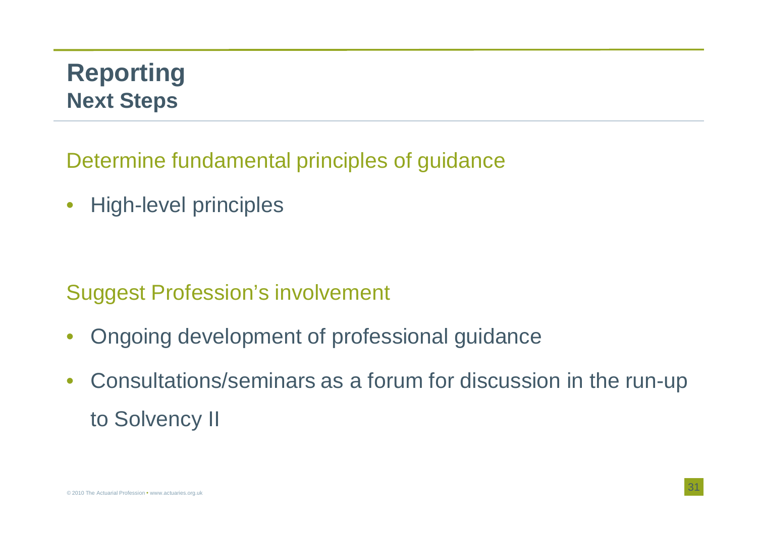# Reporting
## Next Steps

### Determine fundamental principles of guidance

- High-level principles

### Suggest Profession's involvement

- Ongoing development of professional guidance
- Consultations/seminars as a forum for discussion in the run-up to Solvency II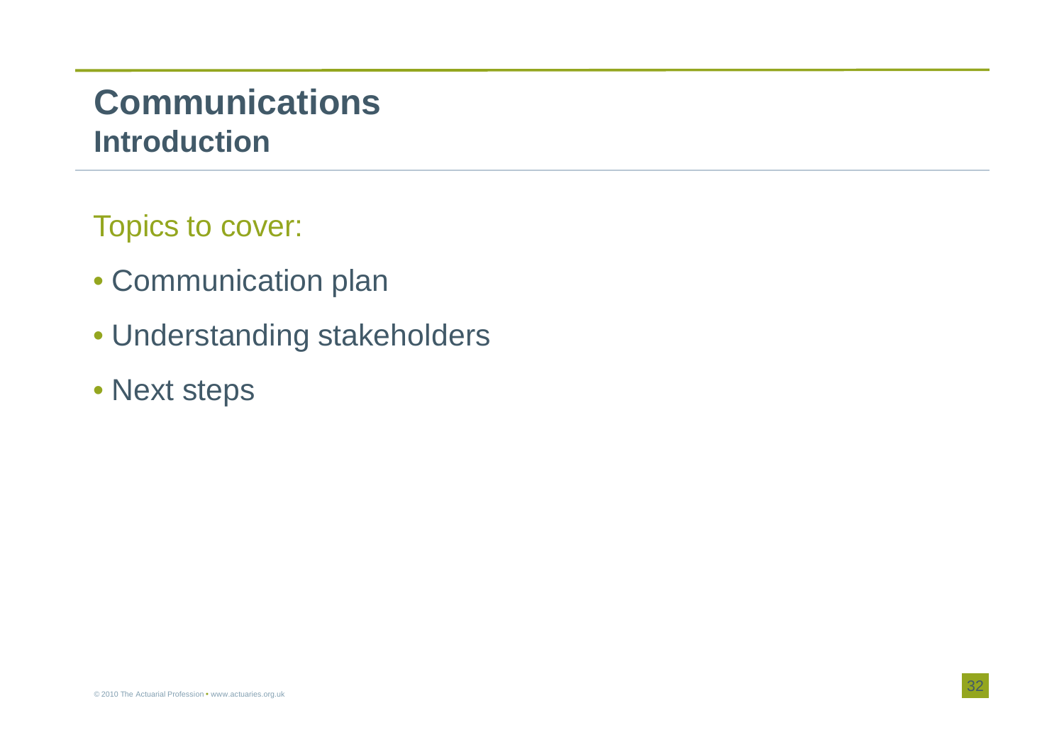# Communications
## Introduction

Topics to cover:

- Communication plan
- Understanding stakeholders
- Next steps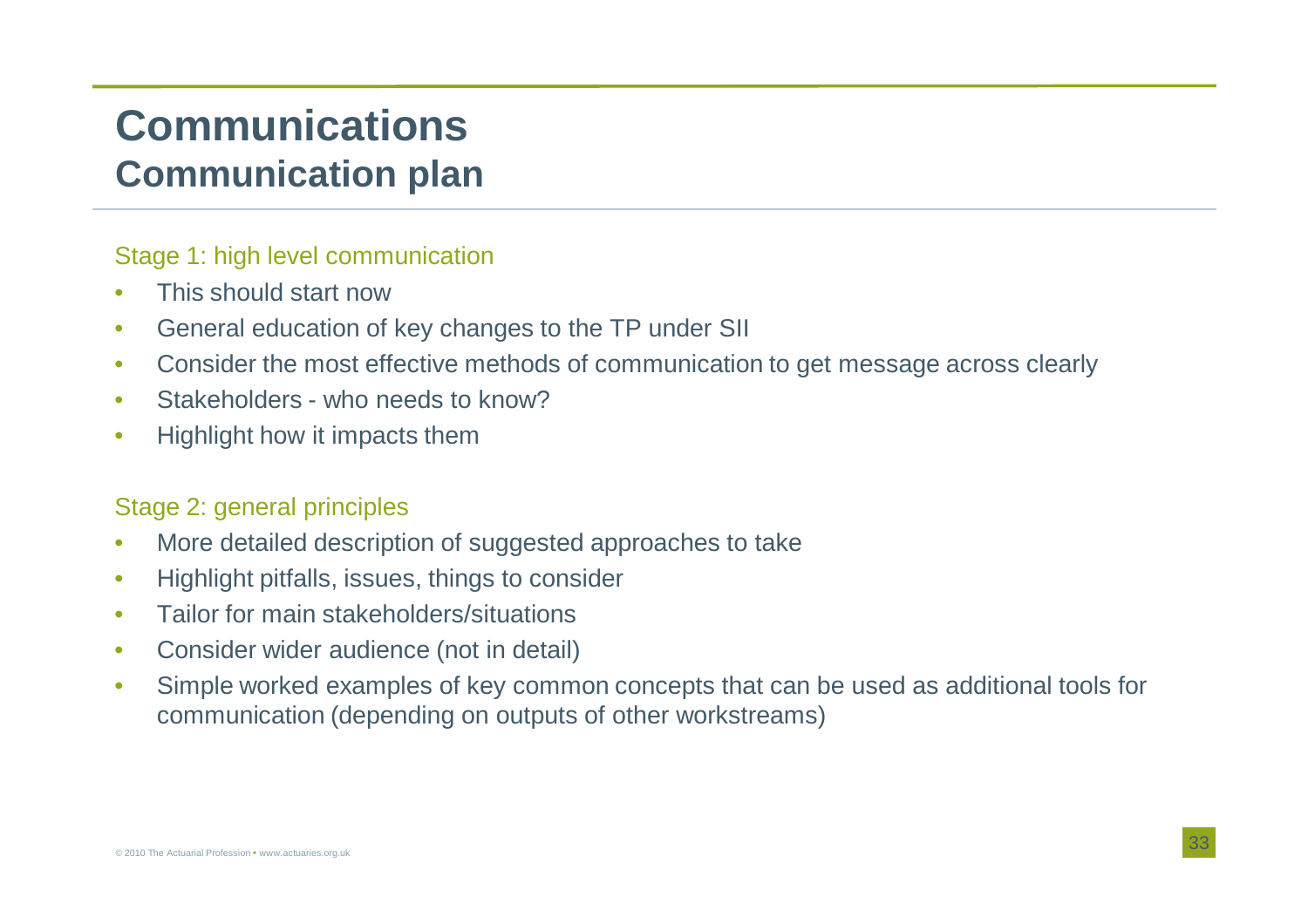# Communications

## Communication plan

### Stage 1: high level communication

- This should start now
- General education of key changes to the TP under SII
- Consider the most effective methods of communication to get message across clearly
- Stakeholders - who needs to know?
- Highlight how it impacts them

### Stage 2: general principles

- More detailed description of suggested approaches to take
- Highlight pitfalls, issues, things to consider
- Tailor for main stakeholders/situations
- Consider wider audience (not in detail)
- Simple worked examples of key common concepts that can be used as additional tools for communication (depending on outputs of other workstreams)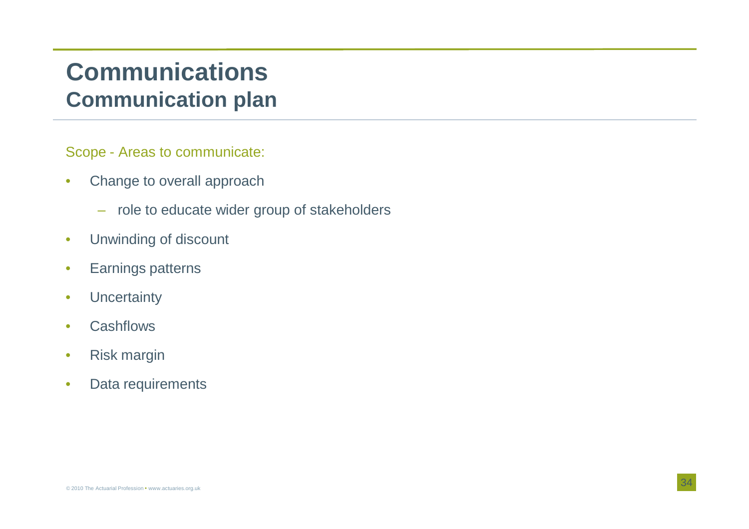# Communications

## Communication plan

Scope - Areas to communicate:

- Change to overall approach
  - role to educate wider group of stakeholders
- Unwinding of discount
- Earnings patterns
- Uncertainty
- Cashflows
- Risk margin
- Data requirements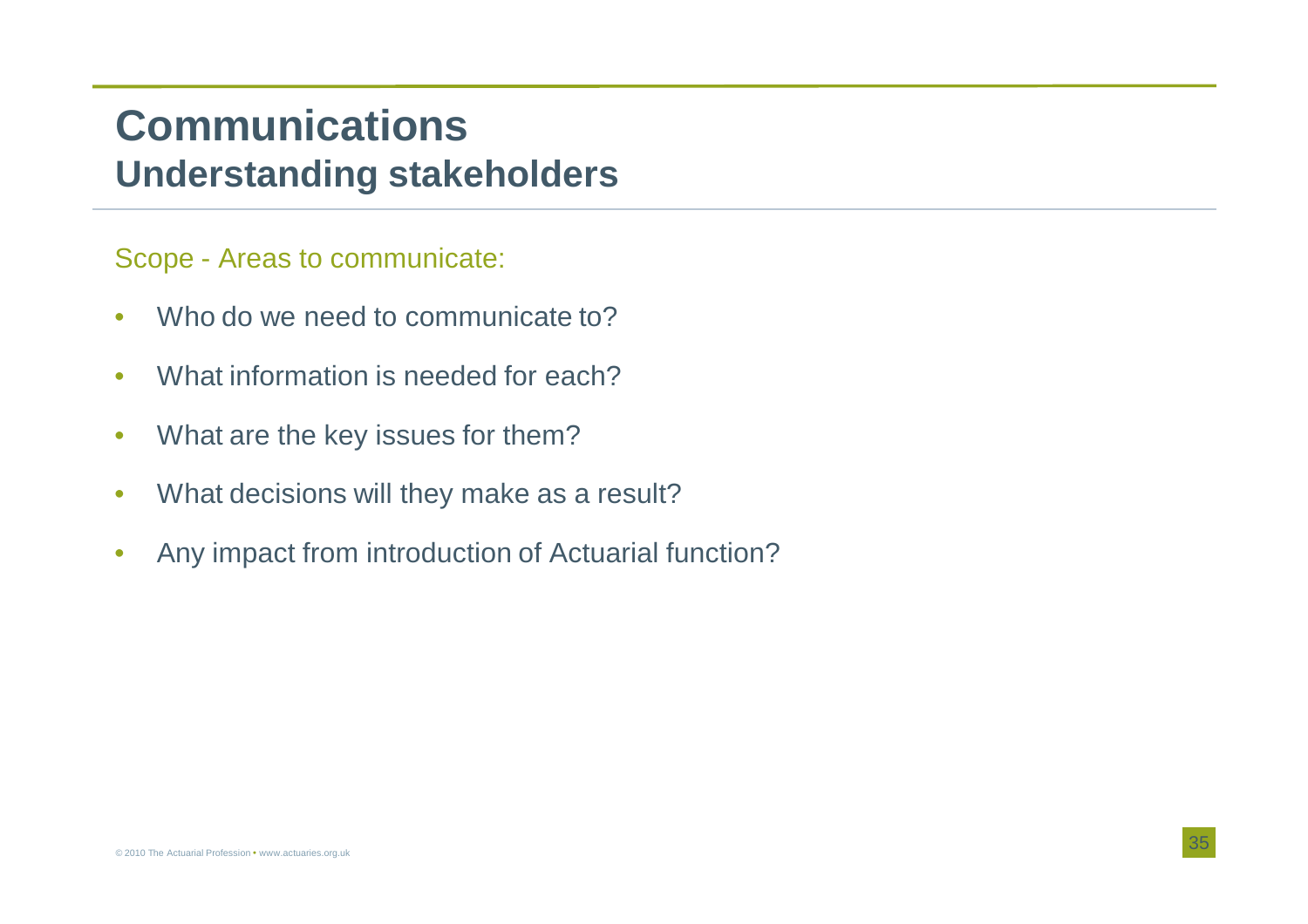# Communications

## Understanding stakeholders

Scope - Areas to communicate:

- Who do we need to communicate to?
- What information is needed for each?
- What are the key issues for them?
- What decisions will they make as a result?
- Any impact from introduction of Actuarial function?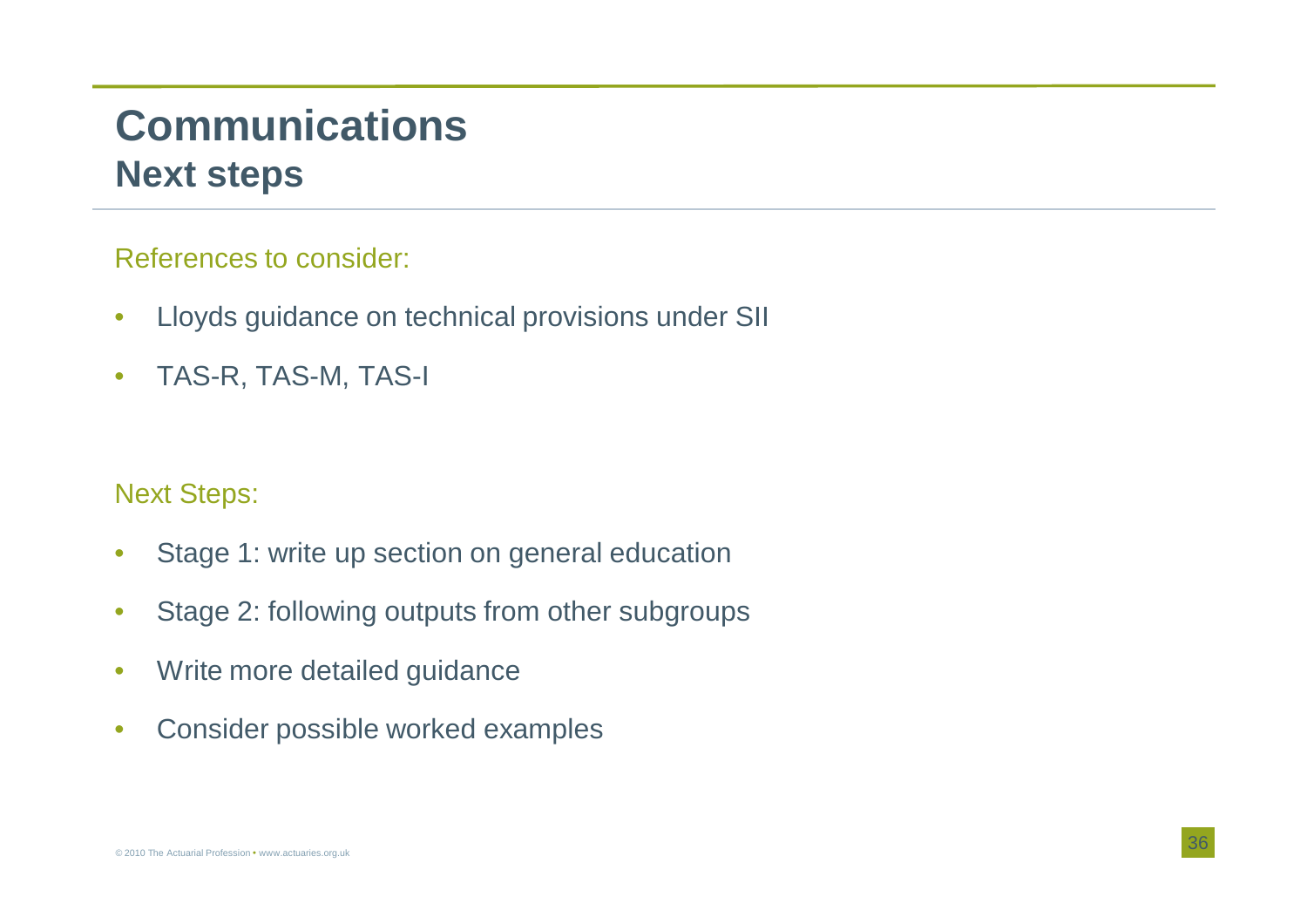# Communications
## Next steps

References to consider:

- Lloyds guidance on technical provisions under SII
- TAS-R, TAS-M, TAS-I

Next Steps:

- Stage 1: write up section on general education
- Stage 2: following outputs from other subgroups
- Write more detailed guidance
- Consider possible worked examples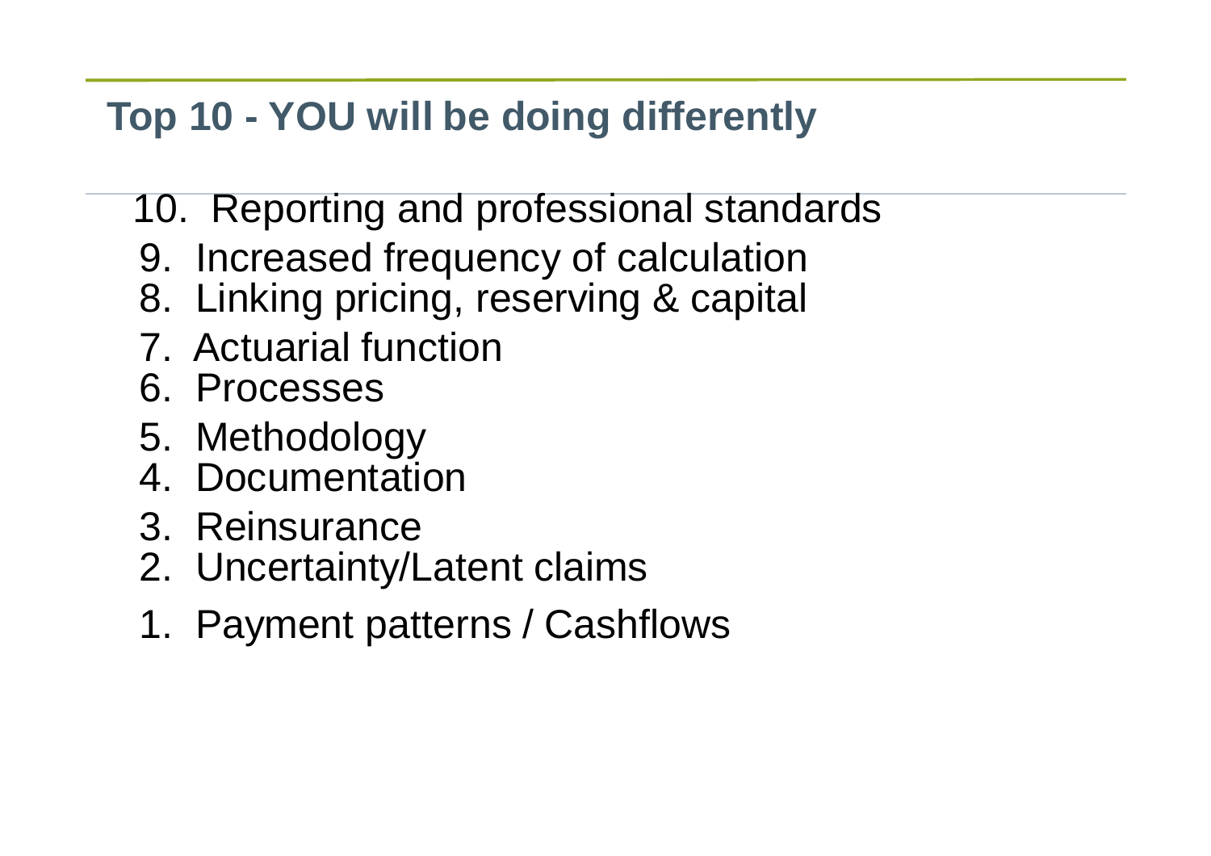## Top 10 - YOU will be doing differently

10. Reporting and professional standards
9. Increased frequency of calculation
8. Linking pricing, reserving & capital
7. Actuarial function
6. Processes
5. Methodology
4. Documentation
3. Reinsurance
2. Uncertainty/Latent claims
1. Payment patterns / Cashflows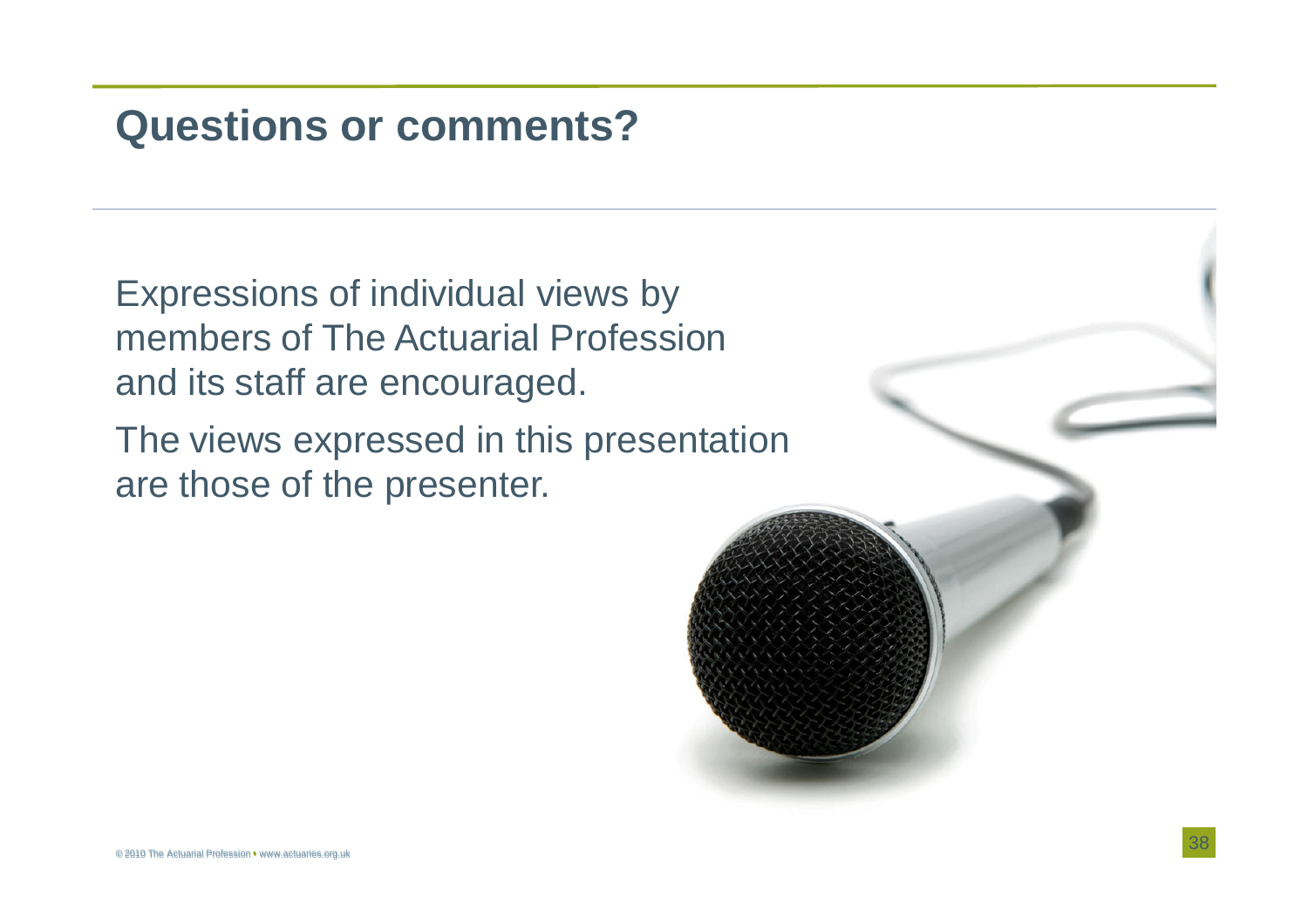## Questions or comments?

Expressions of individual views by members of The Actuarial Profession and its staff are encouraged.

The views expressed in this presentation are those of the presenter.